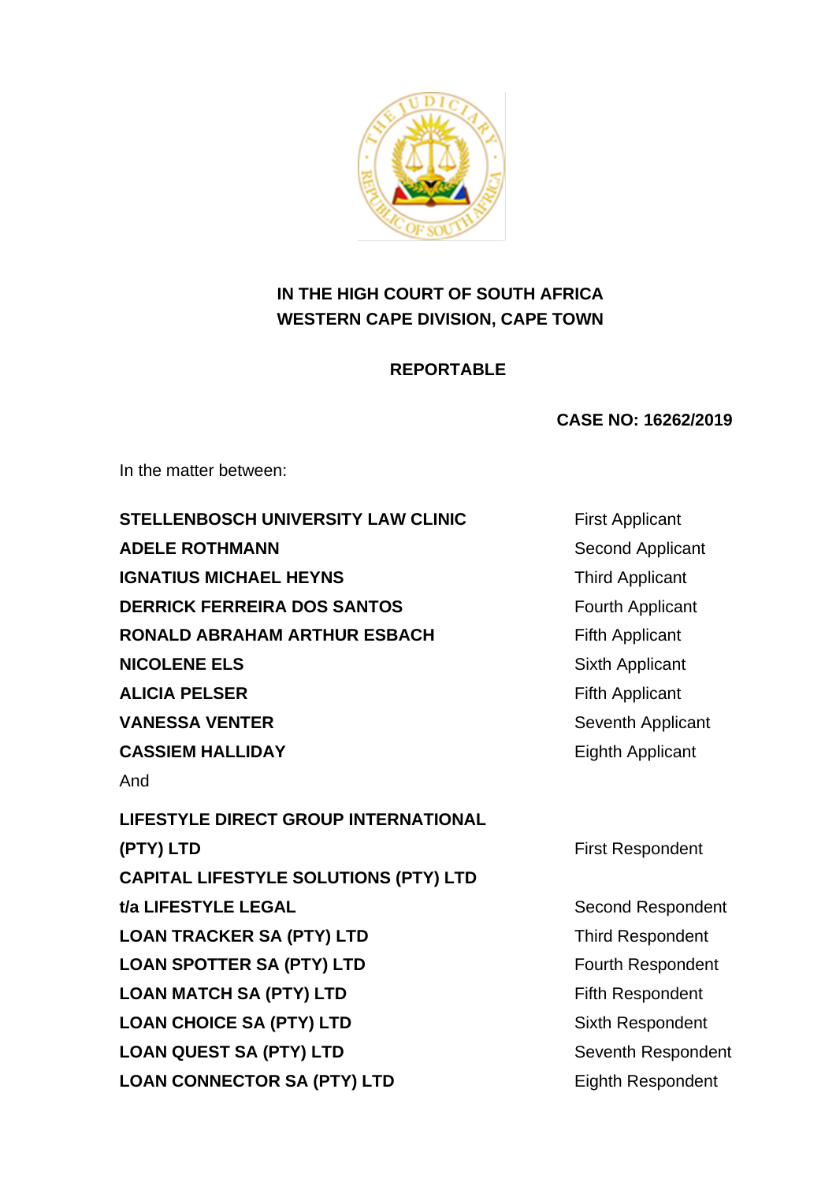**IN THE HIGH COURT OF SOUTH AFRICA**
**WESTERN CAPE DIVISION, CAPE TOWN**

**REPORTABLE**

**CASE NO: 16262/2019**

In the matter between:

| | |
|---|---|
| **STELLENBOSCH UNIVERSITY LAW CLINIC** | First Applicant |
| **ADELE ROTHMANN** | Second Applicant |
| **IGNATIUS MICHAEL HEYNS** | Third Applicant |
| **DERRICK FERREIRA DOS SANTOS** | Fourth Applicant |
| **RONALD ABRAHAM ARTHUR ESBACH** | Fifth Applicant |
| **NICOLENE ELS** | Sixth Applicant |
| **ALICIA PELSER** | Fifth Applicant |
| **VANESSA VENTER** | Seventh Applicant |
| **CASSIEM HALLIDAY** | Eighth Applicant |

And

| | |
|---|---|
| **LIFESTYLE DIRECT GROUP INTERNATIONAL (PTY) LTD** | First Respondent |
| **CAPITAL LIFESTYLE SOLUTIONS (PTY) LTD t/a LIFESTYLE LEGAL** | Second Respondent |
| **LOAN TRACKER SA (PTY) LTD** | Third Respondent |
| **LOAN SPOTTER SA (PTY) LTD** | Fourth Respondent |
| **LOAN MATCH SA (PTY) LTD** | Fifth Respondent |
| **LOAN CHOICE SA (PTY) LTD** | Sixth Respondent |
| **LOAN QUEST SA (PTY) LTD** | Seventh Respondent |
| **LOAN CONNECTOR SA (PTY) LTD** | Eighth Respondent |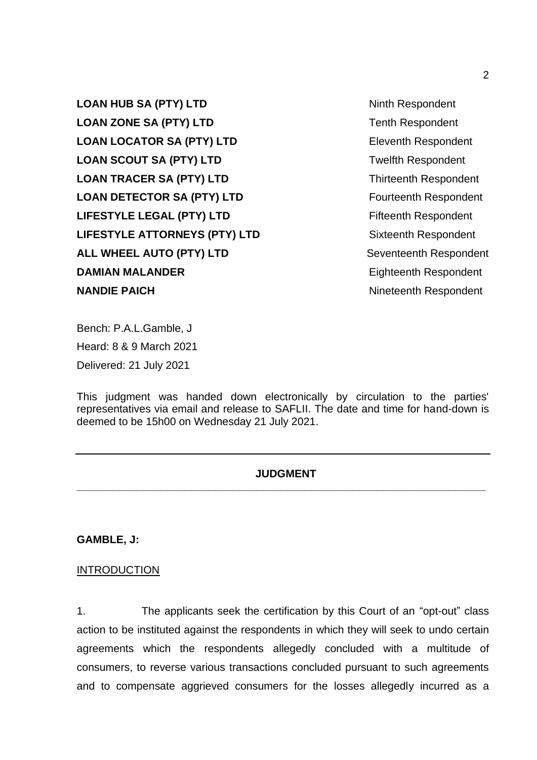| | |
|---|---|
| **LOAN HUB SA (PTY) LTD** | Ninth Respondent |
| **LOAN ZONE SA (PTY) LTD** | Tenth Respondent |
| **LOAN LOCATOR SA (PTY) LTD** | Eleventh Respondent |
| **LOAN SCOUT SA (PTY) LTD** | Twelfth Respondent |
| **LOAN TRACER SA (PTY) LTD** | Thirteenth Respondent |
| **LOAN DETECTOR SA (PTY) LTD** | Fourteenth Respondent |
| **LIFESTYLE LEGAL (PTY) LTD** | Fifteenth Respondent |
| **LIFESTYLE ATTORNEYS (PTY) LTD** | Sixteenth Respondent |
| **ALL WHEEL AUTO (PTY) LTD** | Seventeenth Respondent |
| **DAMIAN MALANDER** | Eighteenth Respondent |
| **NANDIE PAICH** | Nineteenth Respondent |

Bench: P.A.L.Gamble, J

Heard: 8 & 9 March 2021

Delivered: 21 July 2021

This judgment was handed down electronically by circulation to the parties' representatives via email and release to SAFLII. The date and time for hand-down is deemed to be 15h00 on Wednesday 21 July 2021.

---

**JUDGMENT**

---

**GAMBLE, J:**

INTRODUCTION

1. The applicants seek the certification by this Court of an "opt-out" class action to be instituted against the respondents in which they will seek to undo certain agreements which the respondents allegedly concluded with a multitude of consumers, to reverse various transactions concluded pursuant to such agreements and to compensate aggrieved consumers for the losses allegedly incurred as a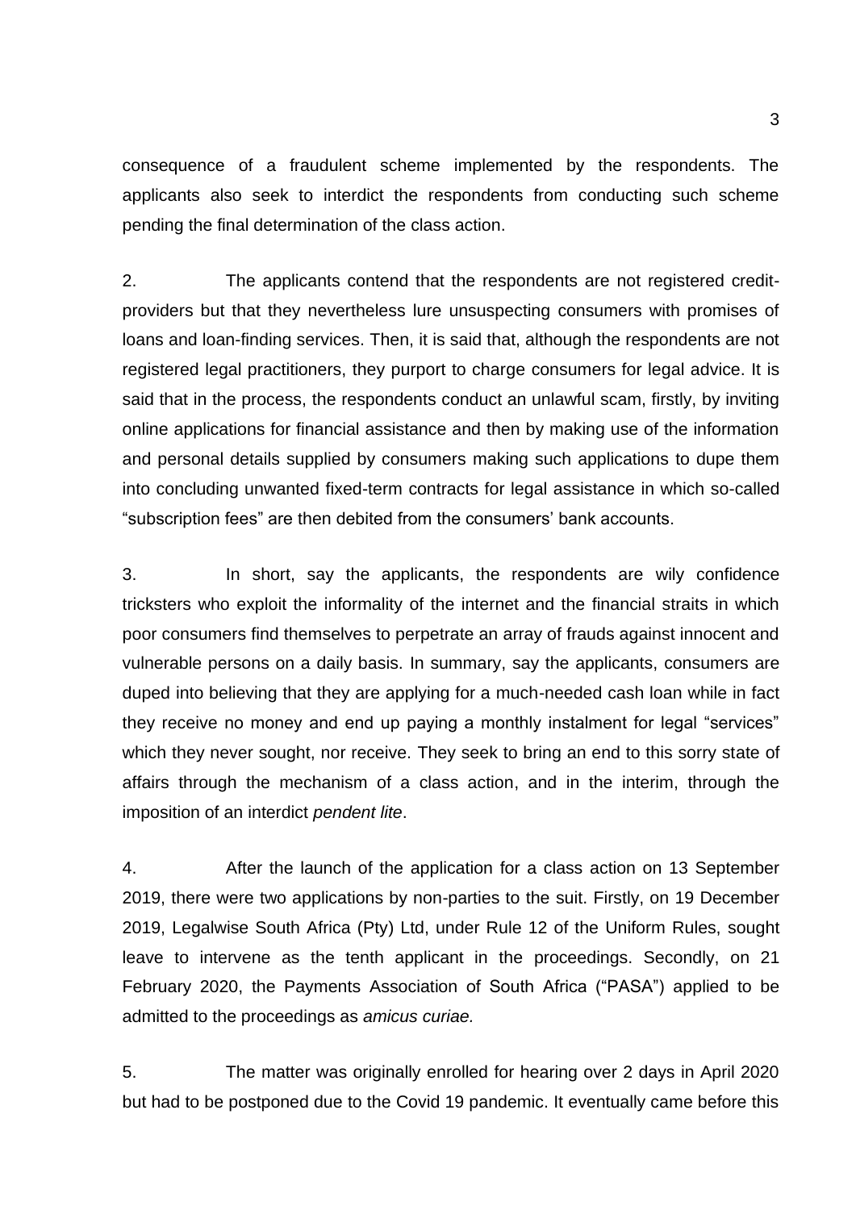consequence of a fraudulent scheme implemented by the respondents. The applicants also seek to interdict the respondents from conducting such scheme pending the final determination of the class action.

2. The applicants contend that the respondents are not registered credit-providers but that they nevertheless lure unsuspecting consumers with promises of loans and loan-finding services. Then, it is said that, although the respondents are not registered legal practitioners, they purport to charge consumers for legal advice. It is said that in the process, the respondents conduct an unlawful scam, firstly, by inviting online applications for financial assistance and then by making use of the information and personal details supplied by consumers making such applications to dupe them into concluding unwanted fixed-term contracts for legal assistance in which so-called "subscription fees" are then debited from the consumers' bank accounts.

3. In short, say the applicants, the respondents are wily confidence tricksters who exploit the informality of the internet and the financial straits in which poor consumers find themselves to perpetrate an array of frauds against innocent and vulnerable persons on a daily basis. In summary, say the applicants, consumers are duped into believing that they are applying for a much-needed cash loan while in fact they receive no money and end up paying a monthly instalment for legal "services" which they never sought, nor receive. They seek to bring an end to this sorry state of affairs through the mechanism of a class action, and in the interim, through the imposition of an interdict *pendent lite*.

4. After the launch of the application for a class action on 13 September 2019, there were two applications by non-parties to the suit. Firstly, on 19 December 2019, Legalwise South Africa (Pty) Ltd, under Rule 12 of the Uniform Rules, sought leave to intervene as the tenth applicant in the proceedings. Secondly, on 21 February 2020, the Payments Association of South Africa ("PASA") applied to be admitted to the proceedings as *amicus curiae.*

5. The matter was originally enrolled for hearing over 2 days in April 2020 but had to be postponed due to the Covid 19 pandemic. It eventually came before this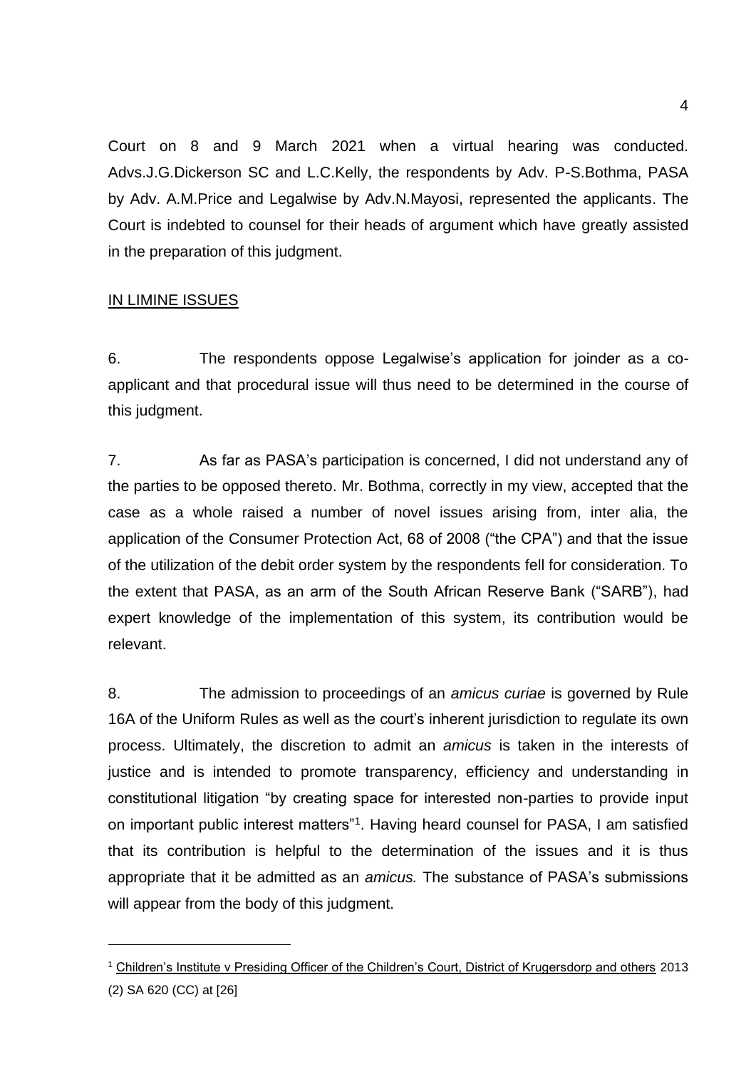Court on 8 and 9 March 2021 when a virtual hearing was conducted. Advs.J.G.Dickerson SC and L.C.Kelly, the respondents by Adv. P-S.Bothma, PASA by Adv. A.M.Price and Legalwise by Adv.N.Mayosi, represented the applicants. The Court is indebted to counsel for their heads of argument which have greatly assisted in the preparation of this judgment.

## IN LIMINE ISSUES

6. The respondents oppose Legalwise's application for joinder as a co-applicant and that procedural issue will thus need to be determined in the course of this judgment.

7. As far as PASA's participation is concerned, I did not understand any of the parties to be opposed thereto. Mr. Bothma, correctly in my view, accepted that the case as a whole raised a number of novel issues arising from, inter alia, the application of the Consumer Protection Act, 68 of 2008 ("the CPA") and that the issue of the utilization of the debit order system by the respondents fell for consideration. To the extent that PASA, as an arm of the South African Reserve Bank ("SARB"), had expert knowledge of the implementation of this system, its contribution would be relevant.

8. The admission to proceedings of an *amicus curiae* is governed by Rule 16A of the Uniform Rules as well as the court's inherent jurisdiction to regulate its own process. Ultimately, the discretion to admit an *amicus* is taken in the interests of justice and is intended to promote transparency, efficiency and understanding in constitutional litigation "by creating space for interested non-parties to provide input on important public interest matters"[1]. Having heard counsel for PASA, I am satisfied that its contribution is helpful to the determination of the issues and it is thus appropriate that it be admitted as an *amicus.* The substance of PASA's submissions will appear from the body of this judgment.

---

[1] Children's Institute v Presiding Officer of the Children's Court, District of Krugersdorp and others 2013 (2) SA 620 (CC) at [26]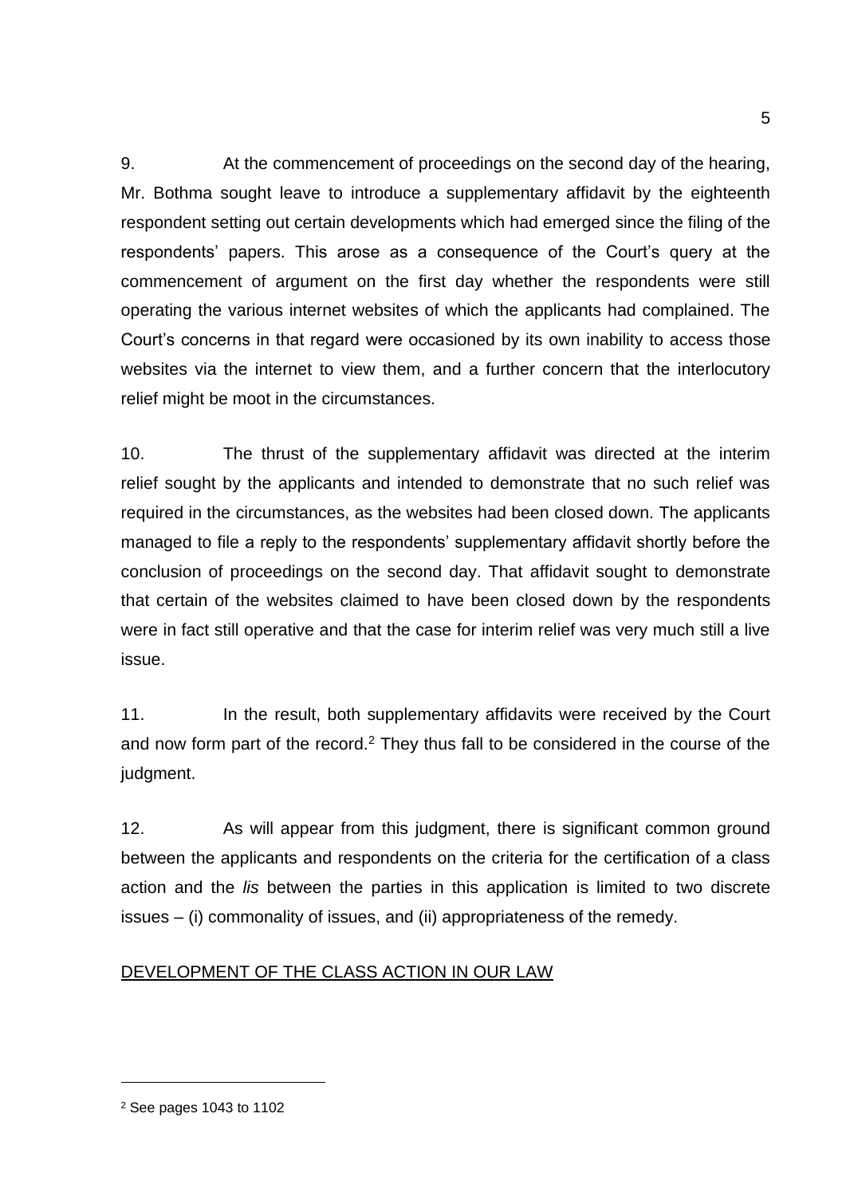9. At the commencement of proceedings on the second day of the hearing, Mr. Bothma sought leave to introduce a supplementary affidavit by the eighteenth respondent setting out certain developments which had emerged since the filing of the respondents' papers. This arose as a consequence of the Court's query at the commencement of argument on the first day whether the respondents were still operating the various internet websites of which the applicants had complained. The Court's concerns in that regard were occasioned by its own inability to access those websites via the internet to view them, and a further concern that the interlocutory relief might be moot in the circumstances.

10. The thrust of the supplementary affidavit was directed at the interim relief sought by the applicants and intended to demonstrate that no such relief was required in the circumstances, as the websites had been closed down. The applicants managed to file a reply to the respondents' supplementary affidavit shortly before the conclusion of proceedings on the second day. That affidavit sought to demonstrate that certain of the websites claimed to have been closed down by the respondents were in fact still operative and that the case for interim relief was very much still a live issue.

11. In the result, both supplementary affidavits were received by the Court and now form part of the record.[2] They thus fall to be considered in the course of the judgment.

12. As will appear from this judgment, there is significant common ground between the applicants and respondents on the criteria for the certification of a class action and the *lis* between the parties in this application is limited to two discrete issues – (i) commonality of issues, and (ii) appropriateness of the remedy.

<u>DEVELOPMENT OF THE CLASS ACTION IN OUR LAW</u>

---

[2] See pages 1043 to 1102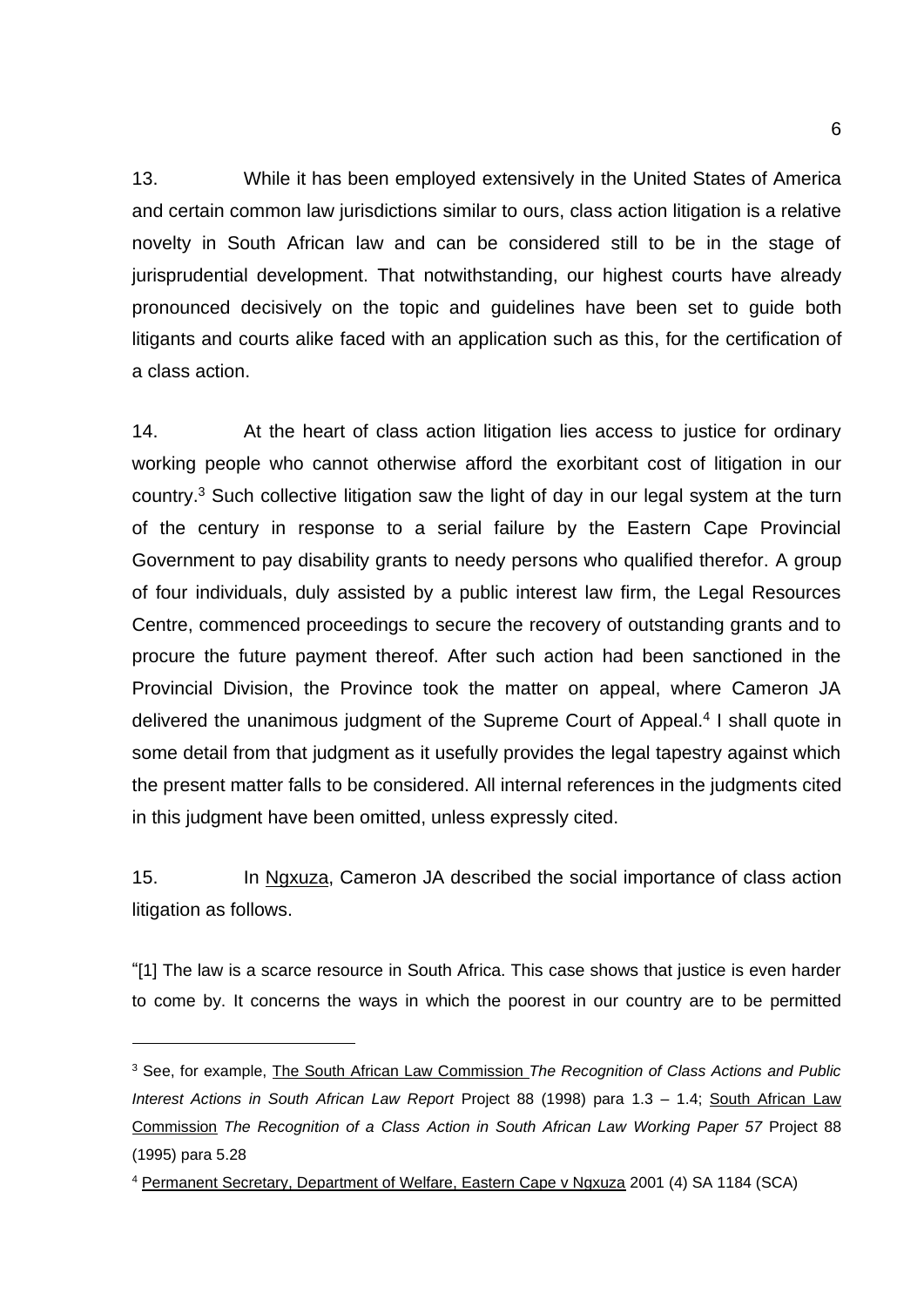13. While it has been employed extensively in the United States of America and certain common law jurisdictions similar to ours, class action litigation is a relative novelty in South African law and can be considered still to be in the stage of jurisprudential development. That notwithstanding, our highest courts have already pronounced decisively on the topic and guidelines have been set to guide both litigants and courts alike faced with an application such as this, for the certification of a class action.

14. At the heart of class action litigation lies access to justice for ordinary working people who cannot otherwise afford the exorbitant cost of litigation in our country.[3] Such collective litigation saw the light of day in our legal system at the turn of the century in response to a serial failure by the Eastern Cape Provincial Government to pay disability grants to needy persons who qualified therefor. A group of four individuals, duly assisted by a public interest law firm, the Legal Resources Centre, commenced proceedings to secure the recovery of outstanding grants and to procure the future payment thereof. After such action had been sanctioned in the Provincial Division, the Province took the matter on appeal, where Cameron JA delivered the unanimous judgment of the Supreme Court of Appeal.[4] I shall quote in some detail from that judgment as it usefully provides the legal tapestry against which the present matter falls to be considered. All internal references in the judgments cited in this judgment have been omitted, unless expressly cited.

15. In Ngxuza, Cameron JA described the social importance of class action litigation as follows.

"[1] The law is a scarce resource in South Africa. This case shows that justice is even harder to come by. It concerns the ways in which the poorest in our country are to be permitted

---

[3] See, for example, The South African Law Commission *The Recognition of Class Actions and Public Interest Actions in South African Law Report* Project 88 (1998) para 1.3 – 1.4; South African Law Commission *The Recognition of a Class Action in South African Law Working Paper 57* Project 88 (1995) para 5.28

[4] Permanent Secretary, Department of Welfare, Eastern Cape v Ngxuza 2001 (4) SA 1184 (SCA)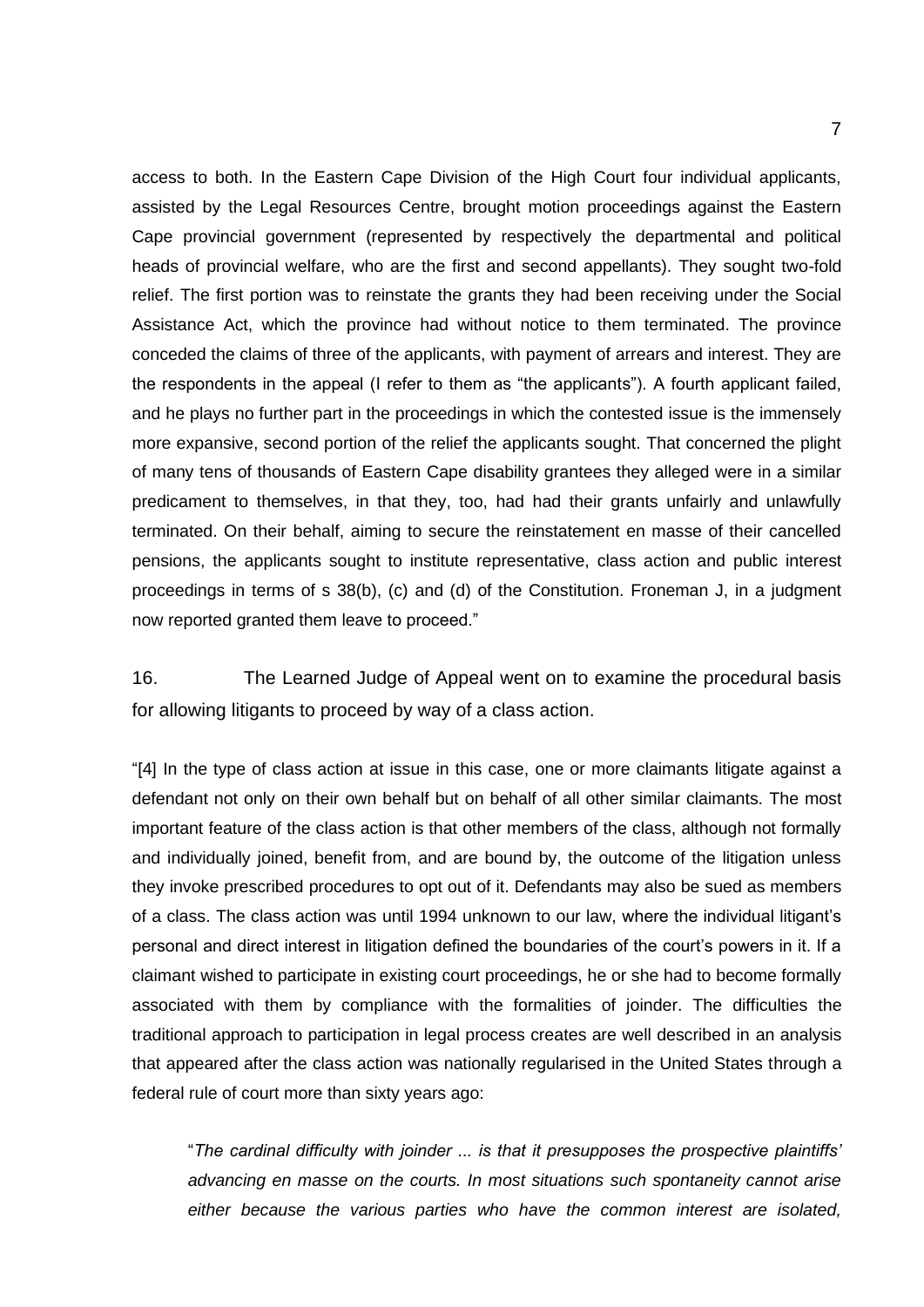access to both. In the Eastern Cape Division of the High Court four individual applicants, assisted by the Legal Resources Centre, brought motion proceedings against the Eastern Cape provincial government (represented by respectively the departmental and political heads of provincial welfare, who are the first and second appellants). They sought two-fold relief. The first portion was to reinstate the grants they had been receiving under the Social Assistance Act, which the province had without notice to them terminated. The province conceded the claims of three of the applicants, with payment of arrears and interest. They are the respondents in the appeal (I refer to them as "the applicants"). A fourth applicant failed, and he plays no further part in the proceedings in which the contested issue is the immensely more expansive, second portion of the relief the applicants sought. That concerned the plight of many tens of thousands of Eastern Cape disability grantees they alleged were in a similar predicament to themselves, in that they, too, had had their grants unfairly and unlawfully terminated. On their behalf, aiming to secure the reinstatement en masse of their cancelled pensions, the applicants sought to institute representative, class action and public interest proceedings in terms of s 38(b), (c) and (d) of the Constitution. Froneman J, in a judgment now reported granted them leave to proceed."

16. The Learned Judge of Appeal went on to examine the procedural basis for allowing litigants to proceed by way of a class action.

"[4] In the type of class action at issue in this case, one or more claimants litigate against a defendant not only on their own behalf but on behalf of all other similar claimants. The most important feature of the class action is that other members of the class, although not formally and individually joined, benefit from, and are bound by, the outcome of the litigation unless they invoke prescribed procedures to opt out of it. Defendants may also be sued as members of a class. The class action was until 1994 unknown to our law, where the individual litigant's personal and direct interest in litigation defined the boundaries of the court's powers in it. If a claimant wished to participate in existing court proceedings, he or she had to become formally associated with them by compliance with the formalities of joinder. The difficulties the traditional approach to participation in legal process creates are well described in an analysis that appeared after the class action was nationally regularised in the United States through a federal rule of court more than sixty years ago:

> "*The cardinal difficulty with joinder ... is that it presupposes the prospective plaintiffs' advancing en masse on the courts. In most situations such spontaneity cannot arise either because the various parties who have the common interest are isolated,*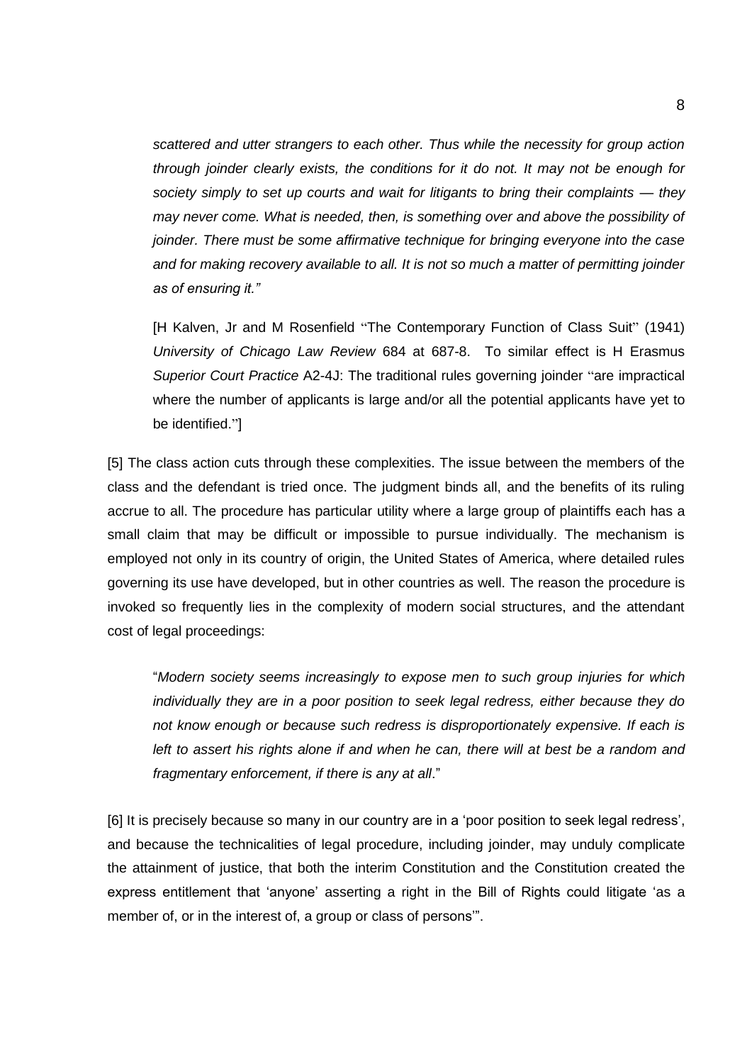> *scattered and utter strangers to each other. Thus while the necessity for group action through joinder clearly exists, the conditions for it do not. It may not be enough for society simply to set up courts and wait for litigants to bring their complaints — they may never come. What is needed, then, is something over and above the possibility of joinder. There must be some affirmative technique for bringing everyone into the case and for making recovery available to all. It is not so much a matter of permitting joinder as of ensuring it."*
>
> [H Kalven, Jr and M Rosenfield "The Contemporary Function of Class Suit" (1941) *University of Chicago Law Review* 684 at 687-8. To similar effect is H Erasmus *Superior Court Practice* A2-4J: The traditional rules governing joinder "are impractical where the number of applicants is large and/or all the potential applicants have yet to be identified."]

[5] The class action cuts through these complexities. The issue between the members of the class and the defendant is tried once. The judgment binds all, and the benefits of its ruling accrue to all. The procedure has particular utility where a large group of plaintiffs each has a small claim that may be difficult or impossible to pursue individually. The mechanism is employed not only in its country of origin, the United States of America, where detailed rules governing its use have developed, but in other countries as well. The reason the procedure is invoked so frequently lies in the complexity of modern social structures, and the attendant cost of legal proceedings:

> "*Modern society seems increasingly to expose men to such group injuries for which individually they are in a poor position to seek legal redress, either because they do not know enough or because such redress is disproportionately expensive. If each is left to assert his rights alone if and when he can, there will at best be a random and fragmentary enforcement, if there is any at all*."

[6] It is precisely because so many in our country are in a 'poor position to seek legal redress', and because the technicalities of legal procedure, including joinder, may unduly complicate the attainment of justice, that both the interim Constitution and the Constitution created the express entitlement that 'anyone' asserting a right in the Bill of Rights could litigate 'as a member of, or in the interest of, a group or class of persons'".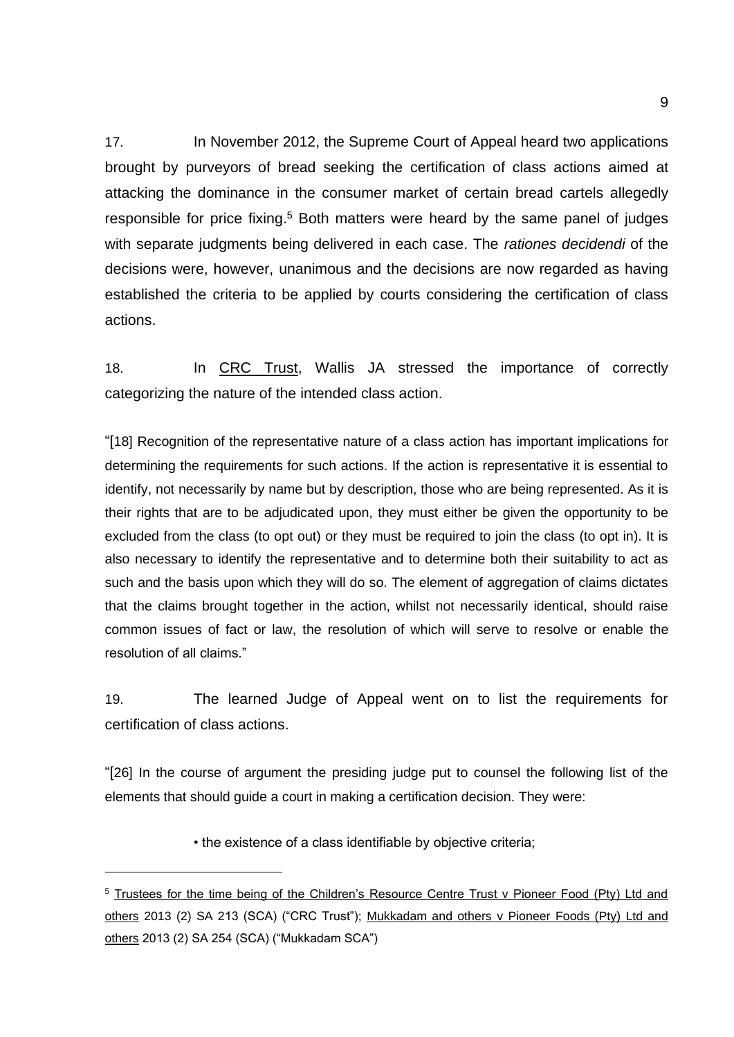17. In November 2012, the Supreme Court of Appeal heard two applications brought by purveyors of bread seeking the certification of class actions aimed at attacking the dominance in the consumer market of certain bread cartels allegedly responsible for price fixing.[5] Both matters were heard by the same panel of judges with separate judgments being delivered in each case. The *rationes decidendi* of the decisions were, however, unanimous and the decisions are now regarded as having established the criteria to be applied by courts considering the certification of class actions.

18. In CRC Trust, Wallis JA stressed the importance of correctly categorizing the nature of the intended class action.

"[18] Recognition of the representative nature of a class action has important implications for determining the requirements for such actions. If the action is representative it is essential to identify, not necessarily by name but by description, those who are being represented. As it is their rights that are to be adjudicated upon, they must either be given the opportunity to be excluded from the class (to opt out) or they must be required to join the class (to opt in). It is also necessary to identify the representative and to determine both their suitability to act as such and the basis upon which they will do so. The element of aggregation of claims dictates that the claims brought together in the action, whilst not necessarily identical, should raise common issues of fact or law, the resolution of which will serve to resolve or enable the resolution of all claims."

19. The learned Judge of Appeal went on to list the requirements for certification of class actions.

"[26] In the course of argument the presiding judge put to counsel the following list of the elements that should guide a court in making a certification decision. They were:

- the existence of a class identifiable by objective criteria;

---

[5] Trustees for the time being of the Children's Resource Centre Trust v Pioneer Food (Pty) Ltd and others 2013 (2) SA 213 (SCA) ("CRC Trust"); Mukkadam and others v Pioneer Foods (Pty) Ltd and others 2013 (2) SA 254 (SCA) ("Mukkadam SCA")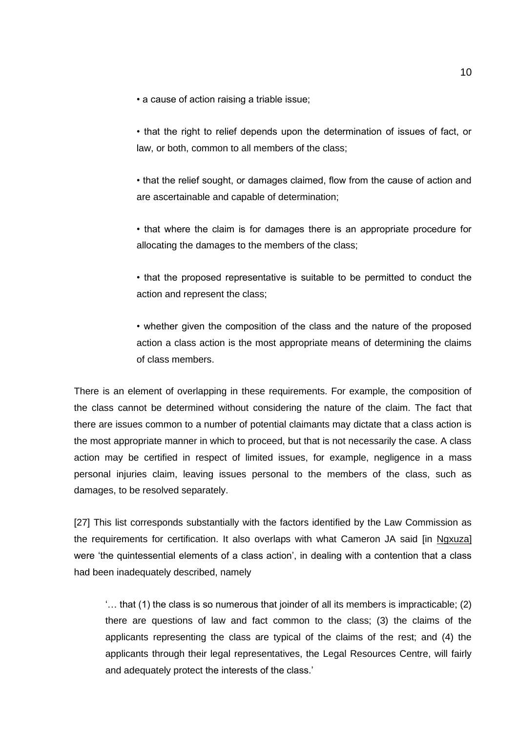- a cause of action raising a triable issue;

- that the right to relief depends upon the determination of issues of fact, or law, or both, common to all members of the class;

- that the relief sought, or damages claimed, flow from the cause of action and are ascertainable and capable of determination;

- that where the claim is for damages there is an appropriate procedure for allocating the damages to the members of the class;

- that the proposed representative is suitable to be permitted to conduct the action and represent the class;

- whether given the composition of the class and the nature of the proposed action a class action is the most appropriate means of determining the claims of class members.

There is an element of overlapping in these requirements. For example, the composition of the class cannot be determined without considering the nature of the claim. The fact that there are issues common to a number of potential claimants may dictate that a class action is the most appropriate manner in which to proceed, but that is not necessarily the case. A class action may be certified in respect of limited issues, for example, negligence in a mass personal injuries claim, leaving issues personal to the members of the class, such as damages, to be resolved separately.

[27] This list corresponds substantially with the factors identified by the Law Commission as the requirements for certification. It also overlaps with what Cameron JA said [in Ngxuza] were 'the quintessential elements of a class action', in dealing with a contention that a class had been inadequately described, namely

> '… that (1) the class is so numerous that joinder of all its members is impracticable; (2) there are questions of law and fact common to the class; (3) the claims of the applicants representing the class are typical of the claims of the rest; and (4) the applicants through their legal representatives, the Legal Resources Centre, will fairly and adequately protect the interests of the class.'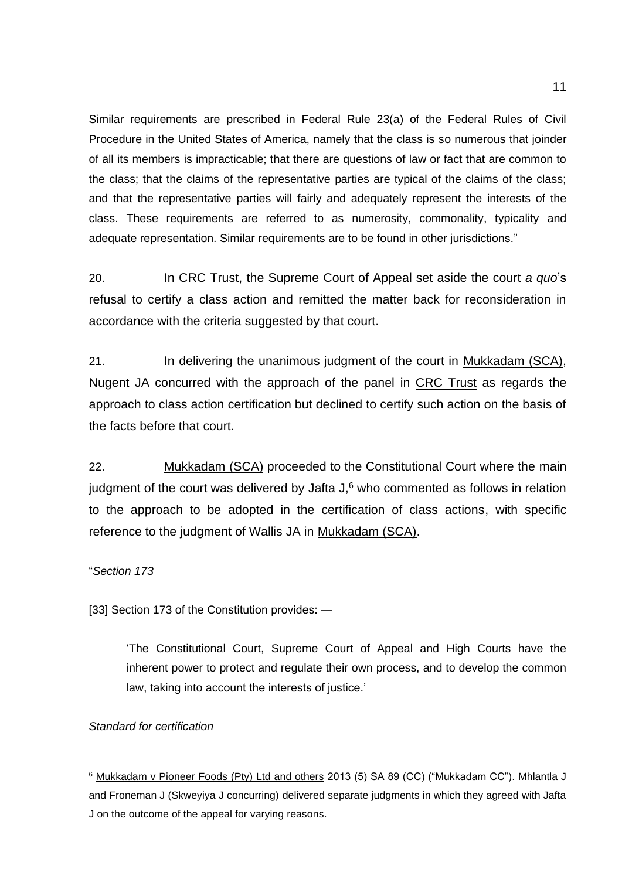Similar requirements are prescribed in Federal Rule 23(a) of the Federal Rules of Civil Procedure in the United States of America, namely that the class is so numerous that joinder of all its members is impracticable; that there are questions of law or fact that are common to the class; that the claims of the representative parties are typical of the claims of the class; and that the representative parties will fairly and adequately represent the interests of the class. These requirements are referred to as numerosity, commonality, typicality and adequate representation. Similar requirements are to be found in other jurisdictions."

20. In CRC Trust, the Supreme Court of Appeal set aside the court *a quo*'s refusal to certify a class action and remitted the matter back for reconsideration in accordance with the criteria suggested by that court.

21. In delivering the unanimous judgment of the court in Mukkadam (SCA), Nugent JA concurred with the approach of the panel in CRC Trust as regards the approach to class action certification but declined to certify such action on the basis of the facts before that court.

22. Mukkadam (SCA) proceeded to the Constitutional Court where the main judgment of the court was delivered by Jafta J,[6] who commented as follows in relation to the approach to be adopted in the certification of class actions, with specific reference to the judgment of Wallis JA in Mukkadam (SCA).

"*Section 173*

[33] Section 173 of the Constitution provides: —

> 'The Constitutional Court, Supreme Court of Appeal and High Courts have the inherent power to protect and regulate their own process, and to develop the common law, taking into account the interests of justice.'

*Standard for certification*

---

[6] Mukkadam v Pioneer Foods (Pty) Ltd and others 2013 (5) SA 89 (CC) ("Mukkadam CC"). Mhlantla J and Froneman J (Skweyiya J concurring) delivered separate judgments in which they agreed with Jafta J on the outcome of the appeal for varying reasons.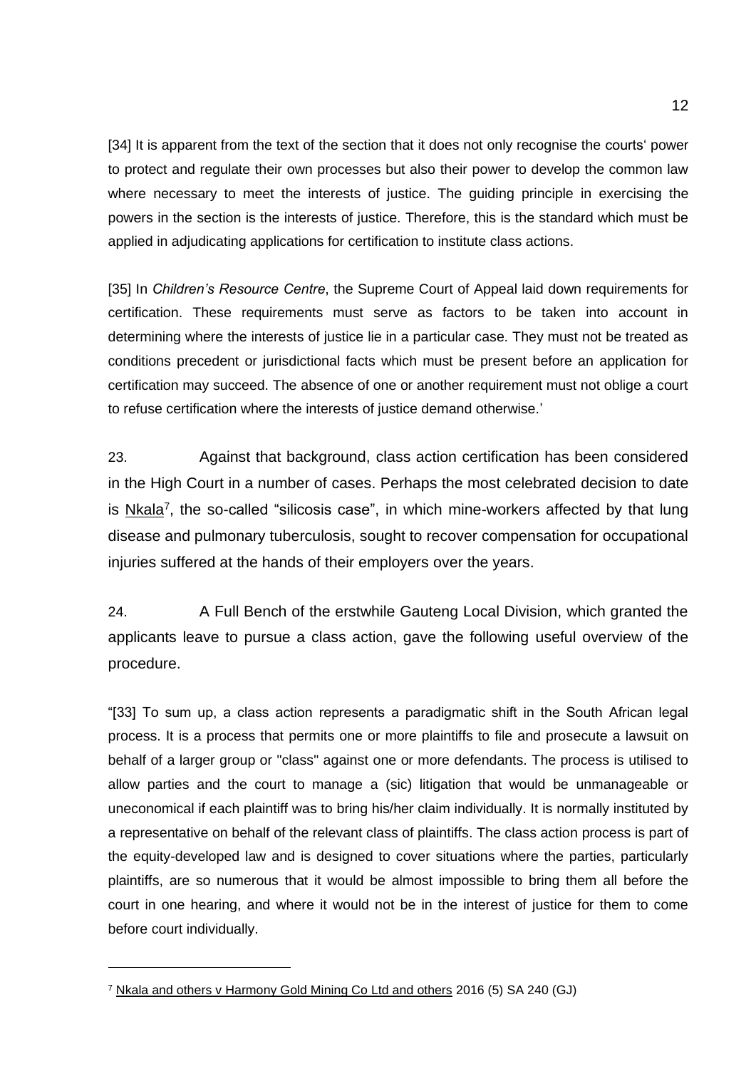[34] It is apparent from the text of the section that it does not only recognise the courts' power to protect and regulate their own processes but also their power to develop the common law where necessary to meet the interests of justice. The guiding principle in exercising the powers in the section is the interests of justice. Therefore, this is the standard which must be applied in adjudicating applications for certification to institute class actions.

[35] In *Children's Resource Centre*, the Supreme Court of Appeal laid down requirements for certification. These requirements must serve as factors to be taken into account in determining where the interests of justice lie in a particular case. They must not be treated as conditions precedent or jurisdictional facts which must be present before an application for certification may succeed. The absence of one or another requirement must not oblige a court to refuse certification where the interests of justice demand otherwise.'

23. Against that background, class action certification has been considered in the High Court in a number of cases. Perhaps the most celebrated decision to date is Nkala[7], the so-called "silicosis case", in which mine-workers affected by that lung disease and pulmonary tuberculosis, sought to recover compensation for occupational injuries suffered at the hands of their employers over the years.

24. A Full Bench of the erstwhile Gauteng Local Division, which granted the applicants leave to pursue a class action, gave the following useful overview of the procedure.

"[33] To sum up, a class action represents a paradigmatic shift in the South African legal process. It is a process that permits one or more plaintiffs to file and prosecute a lawsuit on behalf of a larger group or "class" against one or more defendants. The process is utilised to allow parties and the court to manage a (sic) litigation that would be unmanageable or uneconomical if each plaintiff was to bring his/her claim individually. It is normally instituted by a representative on behalf of the relevant class of plaintiffs. The class action process is part of the equity-developed law and is designed to cover situations where the parties, particularly plaintiffs, are so numerous that it would be almost impossible to bring them all before the court in one hearing, and where it would not be in the interest of justice for them to come before court individually.

---

[7] Nkala and others v Harmony Gold Mining Co Ltd and others 2016 (5) SA 240 (GJ)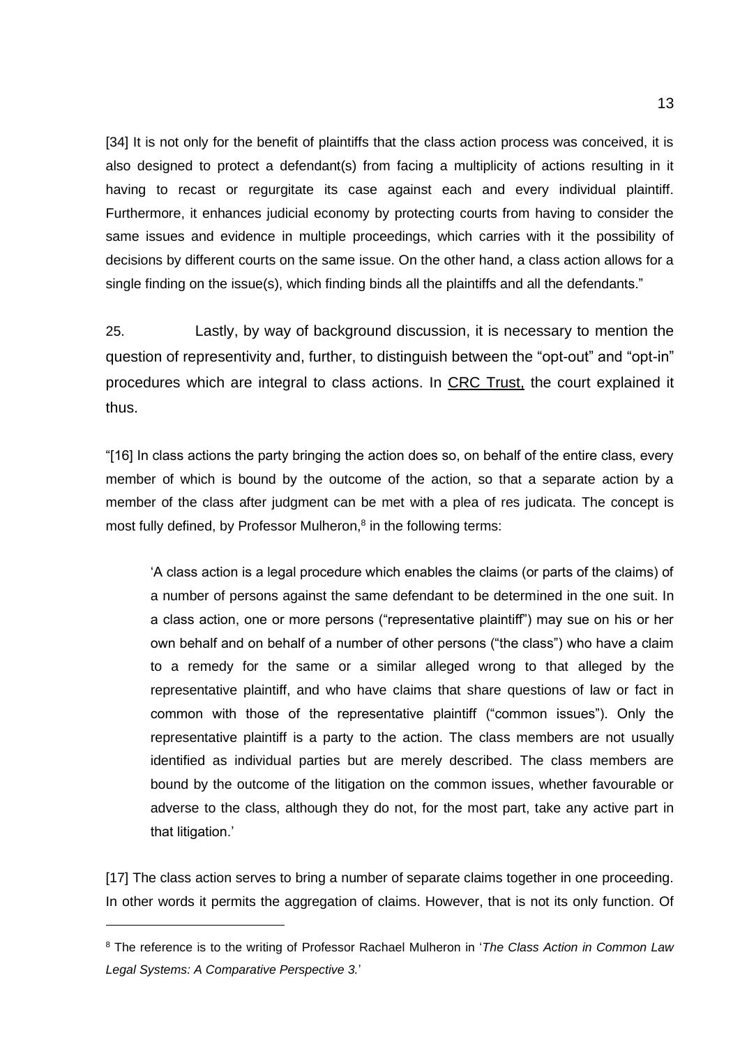[34] It is not only for the benefit of plaintiffs that the class action process was conceived, it is also designed to protect a defendant(s) from facing a multiplicity of actions resulting in it having to recast or regurgitate its case against each and every individual plaintiff. Furthermore, it enhances judicial economy by protecting courts from having to consider the same issues and evidence in multiple proceedings, which carries with it the possibility of decisions by different courts on the same issue. On the other hand, a class action allows for a single finding on the issue(s), which finding binds all the plaintiffs and all the defendants."

25. Lastly, by way of background discussion, it is necessary to mention the question of representivity and, further, to distinguish between the "opt-out" and "opt-in" procedures which are integral to class actions. In <u>CRC Trust,</u> the court explained it thus.

"[16] In class actions the party bringing the action does so, on behalf of the entire class, every member of which is bound by the outcome of the action, so that a separate action by a member of the class after judgment can be met with a plea of res judicata. The concept is most fully defined, by Professor Mulheron,[8] in the following terms:

> 'A class action is a legal procedure which enables the claims (or parts of the claims) of a number of persons against the same defendant to be determined in the one suit. In a class action, one or more persons ("representative plaintiff") may sue on his or her own behalf and on behalf of a number of other persons ("the class") who have a claim to a remedy for the same or a similar alleged wrong to that alleged by the representative plaintiff, and who have claims that share questions of law or fact in common with those of the representative plaintiff ("common issues"). Only the representative plaintiff is a party to the action. The class members are not usually identified as individual parties but are merely described. The class members are bound by the outcome of the litigation on the common issues, whether favourable or adverse to the class, although they do not, for the most part, take any active part in that litigation.'

[17] The class action serves to bring a number of separate claims together in one proceeding. In other words it permits the aggregation of claims. However, that is not its only function. Of

---

[8] The reference is to the writing of Professor Rachael Mulheron in '*The Class Action in Common Law Legal Systems: A Comparative Perspective 3.*'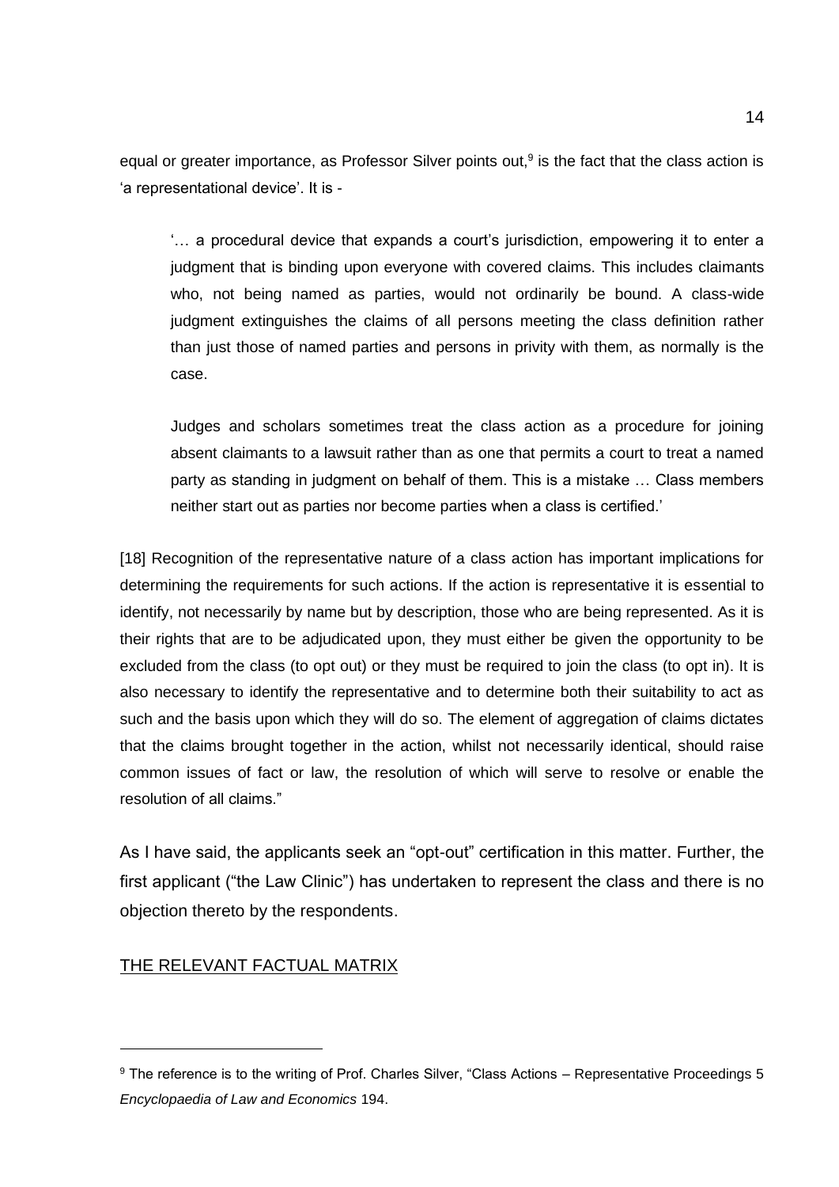equal or greater importance, as Professor Silver points out,[9] is the fact that the class action is 'a representational device'. It is -

> '… a procedural device that expands a court's jurisdiction, empowering it to enter a judgment that is binding upon everyone with covered claims. This includes claimants who, not being named as parties, would not ordinarily be bound. A class-wide judgment extinguishes the claims of all persons meeting the class definition rather than just those of named parties and persons in privity with them, as normally is the case.
>
> Judges and scholars sometimes treat the class action as a procedure for joining absent claimants to a lawsuit rather than as one that permits a court to treat a named party as standing in judgment on behalf of them. This is a mistake … Class members neither start out as parties nor become parties when a class is certified.'

[18] Recognition of the representative nature of a class action has important implications for determining the requirements for such actions. If the action is representative it is essential to identify, not necessarily by name but by description, those who are being represented. As it is their rights that are to be adjudicated upon, they must either be given the opportunity to be excluded from the class (to opt out) or they must be required to join the class (to opt in). It is also necessary to identify the representative and to determine both their suitability to act as such and the basis upon which they will do so. The element of aggregation of claims dictates that the claims brought together in the action, whilst not necessarily identical, should raise common issues of fact or law, the resolution of which will serve to resolve or enable the resolution of all claims."

As I have said, the applicants seek an "opt-out" certification in this matter. Further, the first applicant ("the Law Clinic") has undertaken to represent the class and there is no objection thereto by the respondents.

## THE RELEVANT FACTUAL MATRIX

[9] The reference is to the writing of Prof. Charles Silver, "Class Actions – Representative Proceedings 5 *Encyclopaedia of Law and Economics* 194.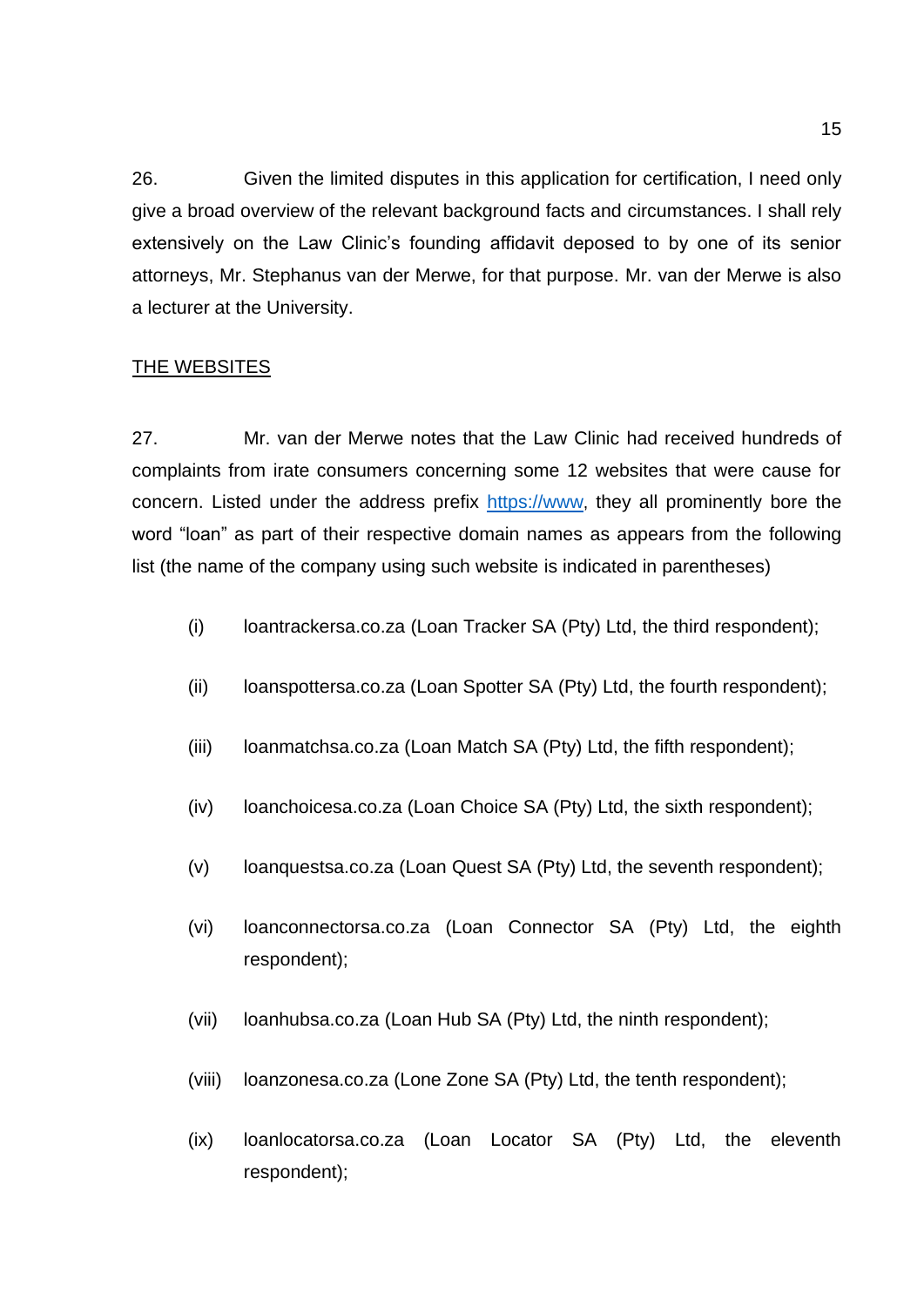26. Given the limited disputes in this application for certification, I need only give a broad overview of the relevant background facts and circumstances. I shall rely extensively on the Law Clinic's founding affidavit deposed to by one of its senior attorneys, Mr. Stephanus van der Merwe, for that purpose. Mr. van der Merwe is also a lecturer at the University.

THE WEBSITES

27. Mr. van der Merwe notes that the Law Clinic had received hundreds of complaints from irate consumers concerning some 12 websites that were cause for concern. Listed under the address prefix https://www, they all prominently bore the word "loan" as part of their respective domain names as appears from the following list (the name of the company using such website is indicated in parentheses)

(i) loantrackersa.co.za (Loan Tracker SA (Pty) Ltd, the third respondent);

(ii) loanspottersa.co.za (Loan Spotter SA (Pty) Ltd, the fourth respondent);

(iii) loanmatchsa.co.za (Loan Match SA (Pty) Ltd, the fifth respondent);

(iv) loanchoicesa.co.za (Loan Choice SA (Pty) Ltd, the sixth respondent);

(v) loanquestsa.co.za (Loan Quest SA (Pty) Ltd, the seventh respondent);

(vi) loanconnectorsa.co.za (Loan Connector SA (Pty) Ltd, the eighth respondent);

(vii) loanhubsa.co.za (Loan Hub SA (Pty) Ltd, the ninth respondent);

(viii) loanzonesa.co.za (Lone Zone SA (Pty) Ltd, the tenth respondent);

(ix) loanlocatorsa.co.za (Loan Locator SA (Pty) Ltd, the eleventh respondent);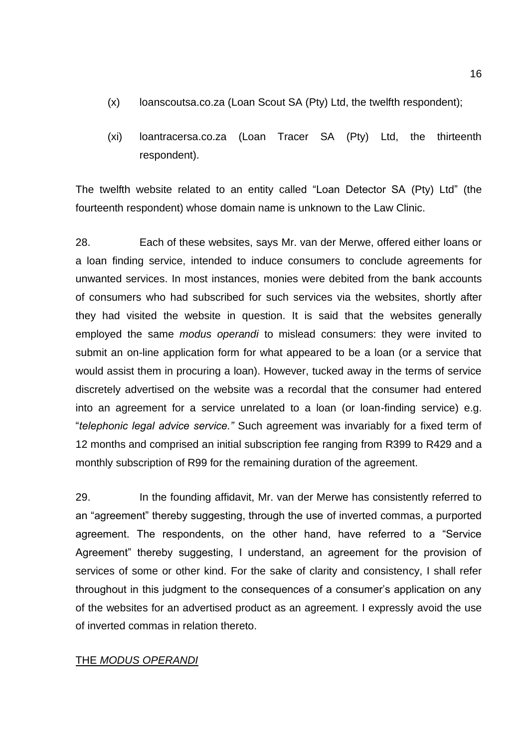(x) loanscoutsa.co.za (Loan Scout SA (Pty) Ltd, the twelfth respondent);

(xi) loantracersa.co.za (Loan Tracer SA (Pty) Ltd, the thirteenth respondent).

The twelfth website related to an entity called "Loan Detector SA (Pty) Ltd" (the fourteenth respondent) whose domain name is unknown to the Law Clinic.

28. Each of these websites, says Mr. van der Merwe, offered either loans or a loan finding service, intended to induce consumers to conclude agreements for unwanted services. In most instances, monies were debited from the bank accounts of consumers who had subscribed for such services via the websites, shortly after they had visited the website in question. It is said that the websites generally employed the same *modus operandi* to mislead consumers: they were invited to submit an on-line application form for what appeared to be a loan (or a service that would assist them in procuring a loan). However, tucked away in the terms of service discretely advertised on the website was a recordal that the consumer had entered into an agreement for a service unrelated to a loan (or loan-finding service) e.g. "*telephonic legal advice service.*" Such agreement was invariably for a fixed term of 12 months and comprised an initial subscription fee ranging from R399 to R429 and a monthly subscription of R99 for the remaining duration of the agreement.

29. In the founding affidavit, Mr. van der Merwe has consistently referred to an "agreement" thereby suggesting, through the use of inverted commas, a purported agreement. The respondents, on the other hand, have referred to a "Service Agreement" thereby suggesting, I understand, an agreement for the provision of services of some or other kind. For the sake of clarity and consistency, I shall refer throughout in this judgment to the consequences of a consumer's application on any of the websites for an advertised product as an agreement. I expressly avoid the use of inverted commas in relation thereto.

## THE *MODUS OPERANDI*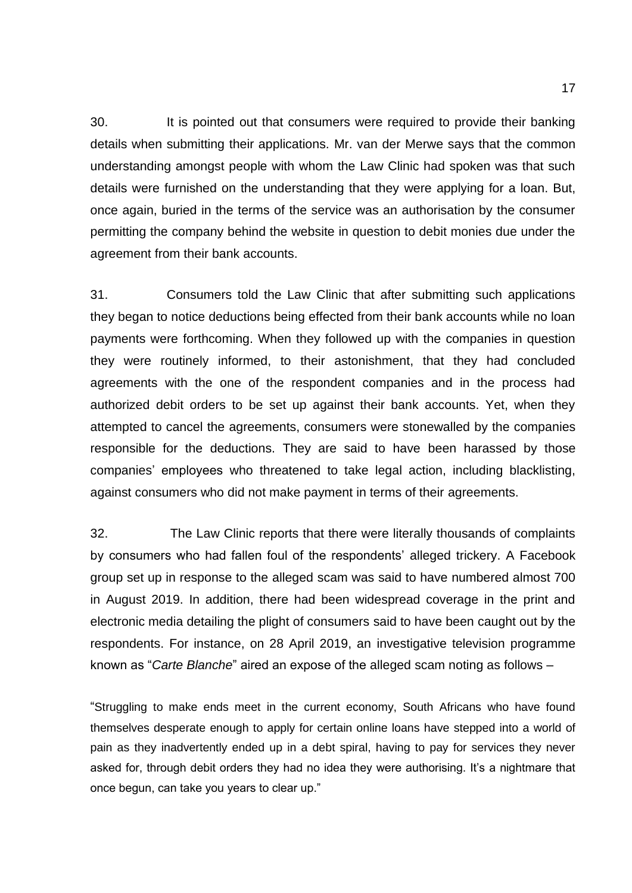30. It is pointed out that consumers were required to provide their banking details when submitting their applications. Mr. van der Merwe says that the common understanding amongst people with whom the Law Clinic had spoken was that such details were furnished on the understanding that they were applying for a loan. But, once again, buried in the terms of the service was an authorisation by the consumer permitting the company behind the website in question to debit monies due under the agreement from their bank accounts.

31. Consumers told the Law Clinic that after submitting such applications they began to notice deductions being effected from their bank accounts while no loan payments were forthcoming. When they followed up with the companies in question they were routinely informed, to their astonishment, that they had concluded agreements with the one of the respondent companies and in the process had authorized debit orders to be set up against their bank accounts. Yet, when they attempted to cancel the agreements, consumers were stonewalled by the companies responsible for the deductions. They are said to have been harassed by those companies' employees who threatened to take legal action, including blacklisting, against consumers who did not make payment in terms of their agreements.

32. The Law Clinic reports that there were literally thousands of complaints by consumers who had fallen foul of the respondents' alleged trickery. A Facebook group set up in response to the alleged scam was said to have numbered almost 700 in August 2019. In addition, there had been widespread coverage in the print and electronic media detailing the plight of consumers said to have been caught out by the respondents. For instance, on 28 April 2019, an investigative television programme known as "*Carte Blanche*" aired an expose of the alleged scam noting as follows –

> "Struggling to make ends meet in the current economy, South Africans who have found themselves desperate enough to apply for certain online loans have stepped into a world of pain as they inadvertently ended up in a debt spiral, having to pay for services they never asked for, through debit orders they had no idea they were authorising. It's a nightmare that once begun, can take you years to clear up."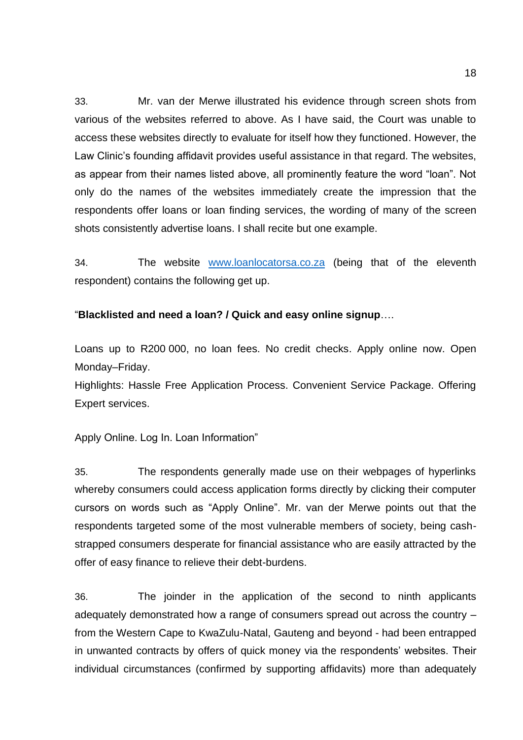33. Mr. van der Merwe illustrated his evidence through screen shots from various of the websites referred to above. As I have said, the Court was unable to access these websites directly to evaluate for itself how they functioned. However, the Law Clinic's founding affidavit provides useful assistance in that regard. The websites, as appear from their names listed above, all prominently feature the word "loan". Not only do the names of the websites immediately create the impression that the respondents offer loans or loan finding services, the wording of many of the screen shots consistently advertise loans. I shall recite but one example.

34. The website [www.loanlocatorsa.co.za](http://www.loanlocatorsa.co.za) (being that of the eleventh respondent) contains the following get up.

"**Blacklisted and need a loan? / Quick and easy online signup**….

Loans up to R200 000, no loan fees. No credit checks. Apply online now. Open Monday–Friday.
Highlights: Hassle Free Application Process. Convenient Service Package. Offering Expert services.

Apply Online. Log In. Loan Information"

35. The respondents generally made use on their webpages of hyperlinks whereby consumers could access application forms directly by clicking their computer cursors on words such as "Apply Online". Mr. van der Merwe points out that the respondents targeted some of the most vulnerable members of society, being cash-strapped consumers desperate for financial assistance who are easily attracted by the offer of easy finance to relieve their debt-burdens.

36. The joinder in the application of the second to ninth applicants adequately demonstrated how a range of consumers spread out across the country – from the Western Cape to KwaZulu-Natal, Gauteng and beyond - had been entrapped in unwanted contracts by offers of quick money via the respondents' websites. Their individual circumstances (confirmed by supporting affidavits) more than adequately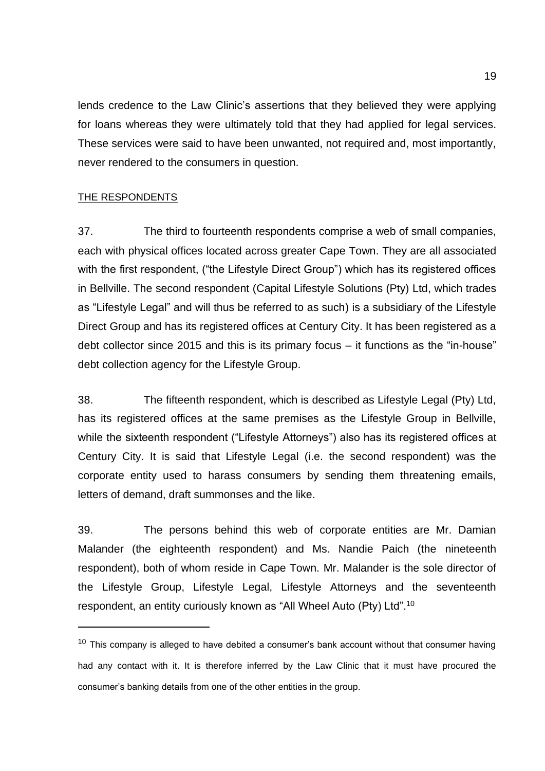lends credence to the Law Clinic's assertions that they believed they were applying for loans whereas they were ultimately told that they had applied for legal services. These services were said to have been unwanted, not required and, most importantly, never rendered to the consumers in question.

THE RESPONDENTS

37. The third to fourteenth respondents comprise a web of small companies, each with physical offices located across greater Cape Town. They are all associated with the first respondent, ("the Lifestyle Direct Group") which has its registered offices in Bellville. The second respondent (Capital Lifestyle Solutions (Pty) Ltd, which trades as "Lifestyle Legal" and will thus be referred to as such) is a subsidiary of the Lifestyle Direct Group and has its registered offices at Century City. It has been registered as a debt collector since 2015 and this is its primary focus – it functions as the "in-house" debt collection agency for the Lifestyle Group.

38. The fifteenth respondent, which is described as Lifestyle Legal (Pty) Ltd, has its registered offices at the same premises as the Lifestyle Group in Bellville, while the sixteenth respondent ("Lifestyle Attorneys") also has its registered offices at Century City. It is said that Lifestyle Legal (i.e. the second respondent) was the corporate entity used to harass consumers by sending them threatening emails, letters of demand, draft summonses and the like.

39. The persons behind this web of corporate entities are Mr. Damian Malander (the eighteenth respondent) and Ms. Nandie Paich (the nineteenth respondent), both of whom reside in Cape Town. Mr. Malander is the sole director of the Lifestyle Group, Lifestyle Legal, Lifestyle Attorneys and the seventeenth respondent, an entity curiously known as "All Wheel Auto (Pty) Ltd".[10]

[10] This company is alleged to have debited a consumer's bank account without that consumer having had any contact with it. It is therefore inferred by the Law Clinic that it must have procured the consumer's banking details from one of the other entities in the group.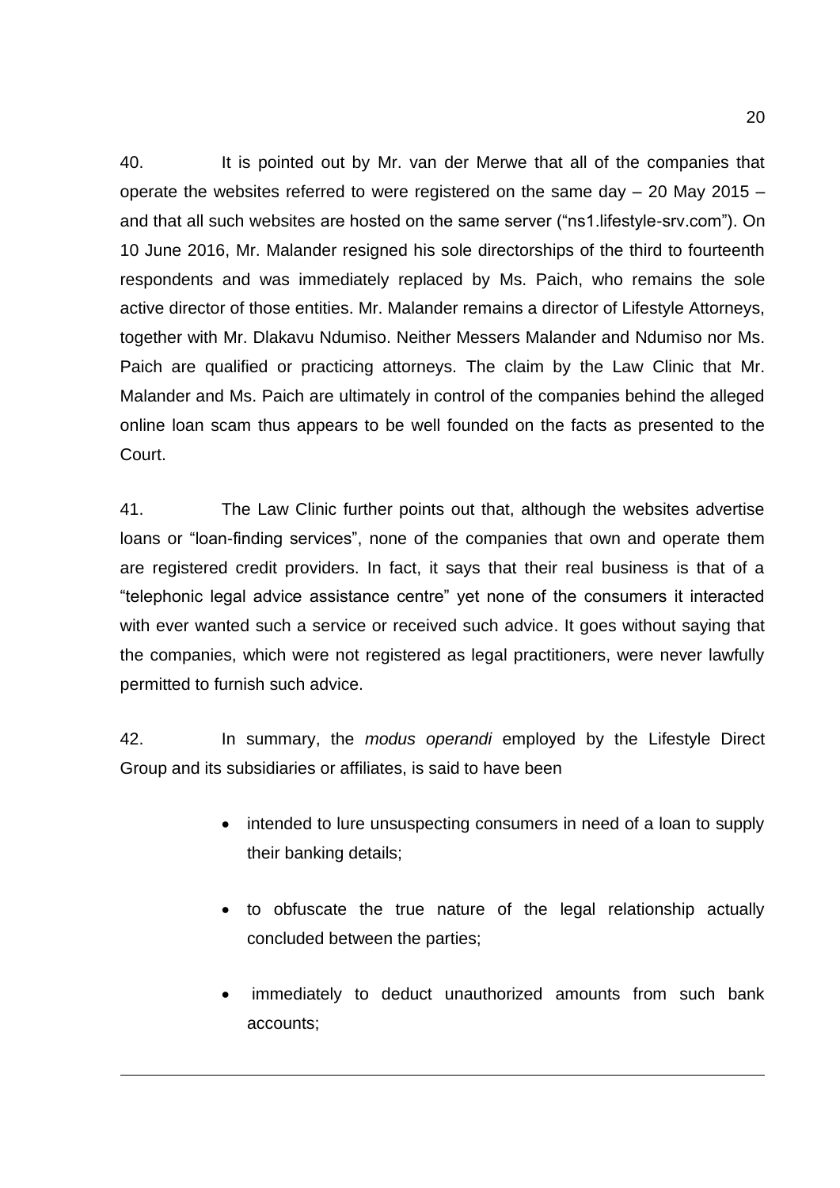40. It is pointed out by Mr. van der Merwe that all of the companies that operate the websites referred to were registered on the same day – 20 May 2015 – and that all such websites are hosted on the same server ("ns1.lifestyle-srv.com"). On 10 June 2016, Mr. Malander resigned his sole directorships of the third to fourteenth respondents and was immediately replaced by Ms. Paich, who remains the sole active director of those entities. Mr. Malander remains a director of Lifestyle Attorneys, together with Mr. Dlakavu Ndumiso. Neither Messers Malander and Ndumiso nor Ms. Paich are qualified or practicing attorneys. The claim by the Law Clinic that Mr. Malander and Ms. Paich are ultimately in control of the companies behind the alleged online loan scam thus appears to be well founded on the facts as presented to the Court.

41. The Law Clinic further points out that, although the websites advertise loans or "loan-finding services", none of the companies that own and operate them are registered credit providers. In fact, it says that their real business is that of a "telephonic legal advice assistance centre" yet none of the consumers it interacted with ever wanted such a service or received such advice. It goes without saying that the companies, which were not registered as legal practitioners, were never lawfully permitted to furnish such advice.

42. In summary, the *modus operandi* employed by the Lifestyle Direct Group and its subsidiaries or affiliates, is said to have been

- intended to lure unsuspecting consumers in need of a loan to supply their banking details;
- to obfuscate the true nature of the legal relationship actually concluded between the parties;
- immediately to deduct unauthorized amounts from such bank accounts;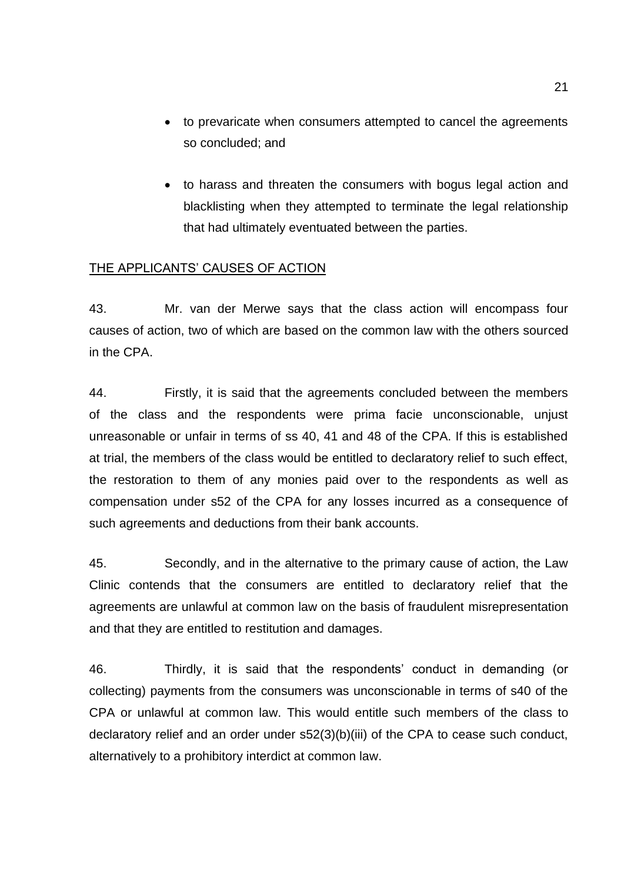- to prevaricate when consumers attempted to cancel the agreements so concluded; and

- to harass and threaten the consumers with bogus legal action and blacklisting when they attempted to terminate the legal relationship that had ultimately eventuated between the parties.

THE APPLICANTS' CAUSES OF ACTION

43. Mr. van der Merwe says that the class action will encompass four causes of action, two of which are based on the common law with the others sourced in the CPA.

44. Firstly, it is said that the agreements concluded between the members of the class and the respondents were prima facie unconscionable, unjust unreasonable or unfair in terms of ss 40, 41 and 48 of the CPA. If this is established at trial, the members of the class would be entitled to declaratory relief to such effect, the restoration to them of any monies paid over to the respondents as well as compensation under s52 of the CPA for any losses incurred as a consequence of such agreements and deductions from their bank accounts.

45. Secondly, and in the alternative to the primary cause of action, the Law Clinic contends that the consumers are entitled to declaratory relief that the agreements are unlawful at common law on the basis of fraudulent misrepresentation and that they are entitled to restitution and damages.

46. Thirdly, it is said that the respondents' conduct in demanding (or collecting) payments from the consumers was unconscionable in terms of s40 of the CPA or unlawful at common law. This would entitle such members of the class to declaratory relief and an order under s52(3)(b)(iii) of the CPA to cease such conduct, alternatively to a prohibitory interdict at common law.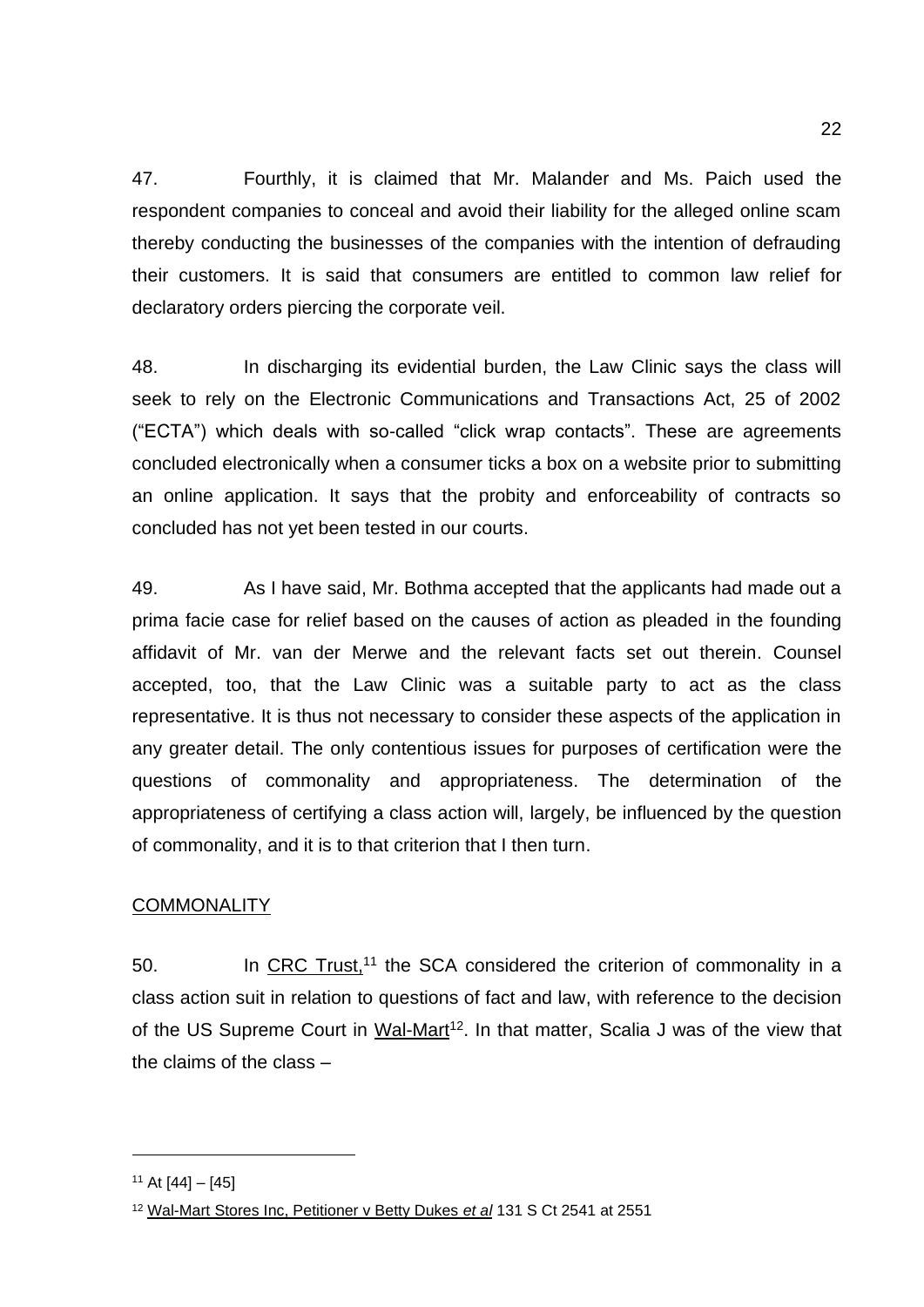47. Fourthly, it is claimed that Mr. Malander and Ms. Paich used the respondent companies to conceal and avoid their liability for the alleged online scam thereby conducting the businesses of the companies with the intention of defrauding their customers. It is said that consumers are entitled to common law relief for declaratory orders piercing the corporate veil.

48. In discharging its evidential burden, the Law Clinic says the class will seek to rely on the Electronic Communications and Transactions Act, 25 of 2002 ("ECTA") which deals with so-called "click wrap contacts". These are agreements concluded electronically when a consumer ticks a box on a website prior to submitting an online application. It says that the probity and enforceability of contracts so concluded has not yet been tested in our courts.

49. As I have said, Mr. Bothma accepted that the applicants had made out a prima facie case for relief based on the causes of action as pleaded in the founding affidavit of Mr. van der Merwe and the relevant facts set out therein. Counsel accepted, too, that the Law Clinic was a suitable party to act as the class representative. It is thus not necessary to consider these aspects of the application in any greater detail. The only contentious issues for purposes of certification were the questions of commonality and appropriateness. The determination of the appropriateness of certifying a class action will, largely, be influenced by the question of commonality, and it is to that criterion that I then turn.

<u>COMMONALITY</u>

50. In <u>CRC Trust,</u>[11] the SCA considered the criterion of commonality in a class action suit in relation to questions of fact and law, with reference to the decision of the US Supreme Court in <u>Wal-Mart</u>[12]. In that matter, Scalia J was of the view that the claims of the class –

---

[11] At [44] – [45]

[12] <u>Wal-Mart Stores Inc, Petitioner v Betty Dukes *et al*</u> 131 S Ct 2541 at 2551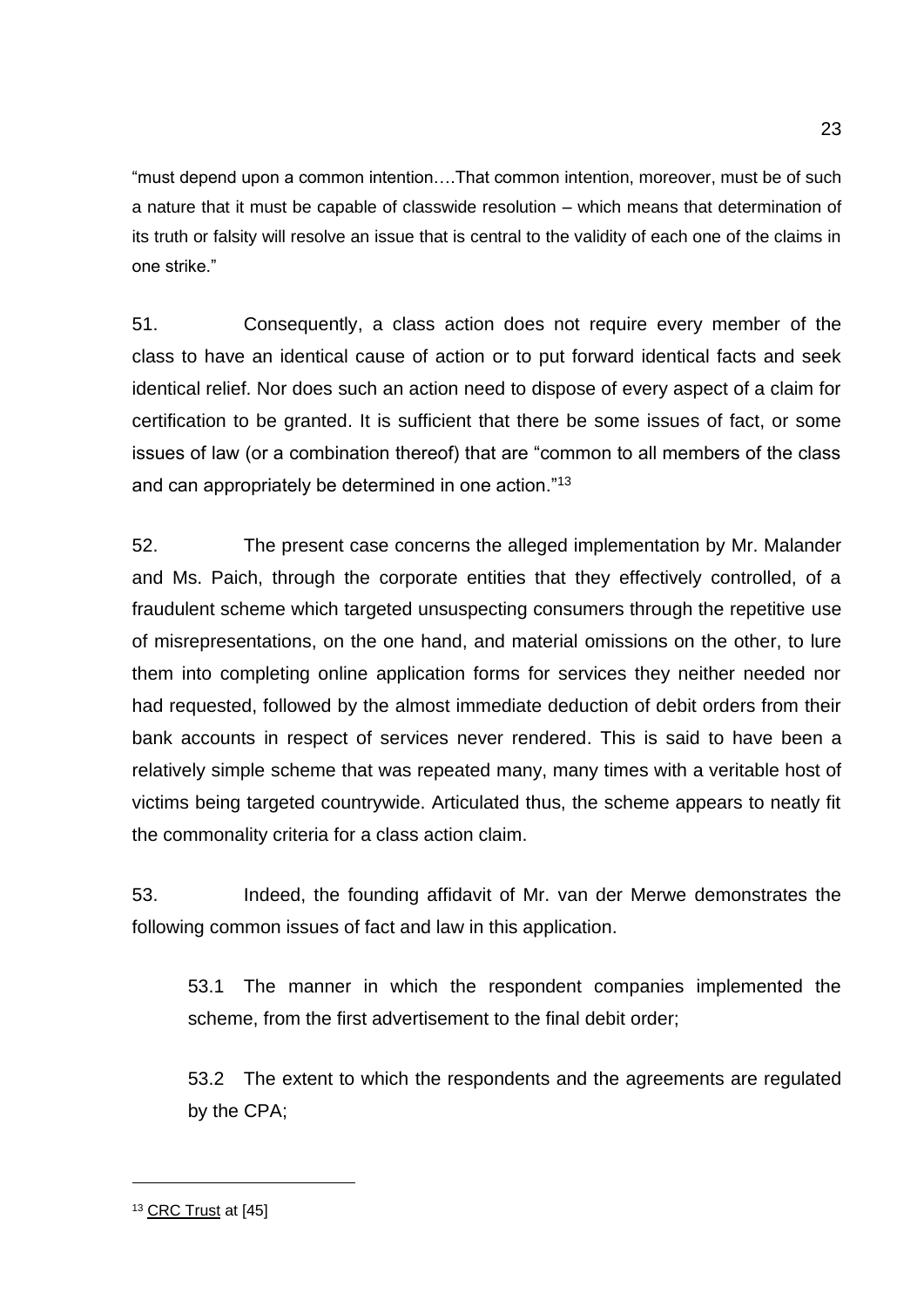"must depend upon a common intention….That common intention, moreover, must be of such a nature that it must be capable of classwide resolution – which means that determination of its truth or falsity will resolve an issue that is central to the validity of each one of the claims in one strike."

51. Consequently, a class action does not require every member of the class to have an identical cause of action or to put forward identical facts and seek identical relief. Nor does such an action need to dispose of every aspect of a claim for certification to be granted. It is sufficient that there be some issues of fact, or some issues of law (or a combination thereof) that are "common to all members of the class and can appropriately be determined in one action."[13]

52. The present case concerns the alleged implementation by Mr. Malander and Ms. Paich, through the corporate entities that they effectively controlled, of a fraudulent scheme which targeted unsuspecting consumers through the repetitive use of misrepresentations, on the one hand, and material omissions on the other, to lure them into completing online application forms for services they neither needed nor had requested, followed by the almost immediate deduction of debit orders from their bank accounts in respect of services never rendered. This is said to have been a relatively simple scheme that was repeated many, many times with a veritable host of victims being targeted countrywide. Articulated thus, the scheme appears to neatly fit the commonality criteria for a class action claim.

53. Indeed, the founding affidavit of Mr. van der Merwe demonstrates the following common issues of fact and law in this application.

53.1 The manner in which the respondent companies implemented the scheme, from the first advertisement to the final debit order;

53.2 The extent to which the respondents and the agreements are regulated by the CPA;

---

[13] CRC Trust at [45]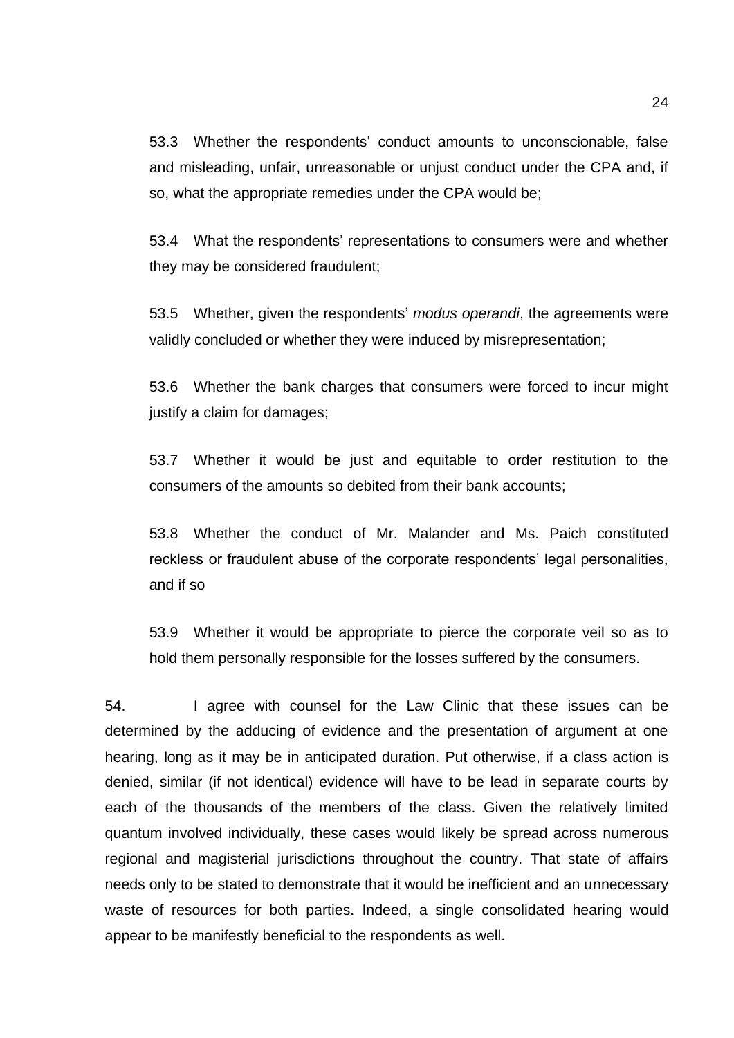53.3 Whether the respondents' conduct amounts to unconscionable, false and misleading, unfair, unreasonable or unjust conduct under the CPA and, if so, what the appropriate remedies under the CPA would be;

53.4 What the respondents' representations to consumers were and whether they may be considered fraudulent;

53.5 Whether, given the respondents' *modus operandi*, the agreements were validly concluded or whether they were induced by misrepresentation;

53.6 Whether the bank charges that consumers were forced to incur might justify a claim for damages;

53.7 Whether it would be just and equitable to order restitution to the consumers of the amounts so debited from their bank accounts;

53.8 Whether the conduct of Mr. Malander and Ms. Paich constituted reckless or fraudulent abuse of the corporate respondents' legal personalities, and if so

53.9 Whether it would be appropriate to pierce the corporate veil so as to hold them personally responsible for the losses suffered by the consumers.

54. I agree with counsel for the Law Clinic that these issues can be determined by the adducing of evidence and the presentation of argument at one hearing, long as it may be in anticipated duration. Put otherwise, if a class action is denied, similar (if not identical) evidence will have to be lead in separate courts by each of the thousands of the members of the class. Given the relatively limited quantum involved individually, these cases would likely be spread across numerous regional and magisterial jurisdictions throughout the country. That state of affairs needs only to be stated to demonstrate that it would be inefficient and an unnecessary waste of resources for both parties. Indeed, a single consolidated hearing would appear to be manifestly beneficial to the respondents as well.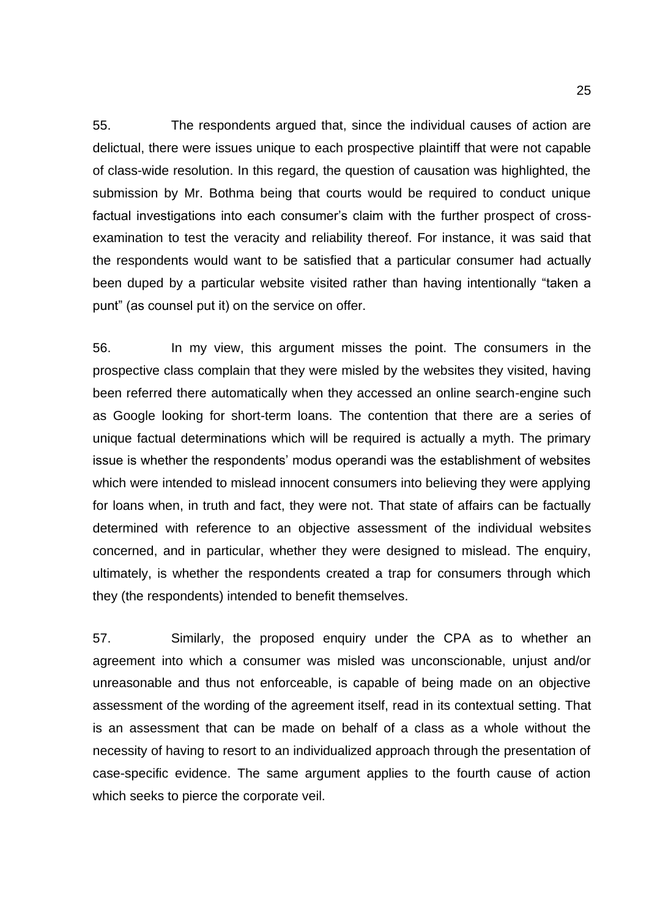55. The respondents argued that, since the individual causes of action are delictual, there were issues unique to each prospective plaintiff that were not capable of class-wide resolution. In this regard, the question of causation was highlighted, the submission by Mr. Bothma being that courts would be required to conduct unique factual investigations into each consumer's claim with the further prospect of cross-examination to test the veracity and reliability thereof. For instance, it was said that the respondents would want to be satisfied that a particular consumer had actually been duped by a particular website visited rather than having intentionally "taken a punt" (as counsel put it) on the service on offer.

56. In my view, this argument misses the point. The consumers in the prospective class complain that they were misled by the websites they visited, having been referred there automatically when they accessed an online search-engine such as Google looking for short-term loans. The contention that there are a series of unique factual determinations which will be required is actually a myth. The primary issue is whether the respondents' modus operandi was the establishment of websites which were intended to mislead innocent consumers into believing they were applying for loans when, in truth and fact, they were not. That state of affairs can be factually determined with reference to an objective assessment of the individual websites concerned, and in particular, whether they were designed to mislead. The enquiry, ultimately, is whether the respondents created a trap for consumers through which they (the respondents) intended to benefit themselves.

57. Similarly, the proposed enquiry under the CPA as to whether an agreement into which a consumer was misled was unconscionable, unjust and/or unreasonable and thus not enforceable, is capable of being made on an objective assessment of the wording of the agreement itself, read in its contextual setting. That is an assessment that can be made on behalf of a class as a whole without the necessity of having to resort to an individualized approach through the presentation of case-specific evidence. The same argument applies to the fourth cause of action which seeks to pierce the corporate veil.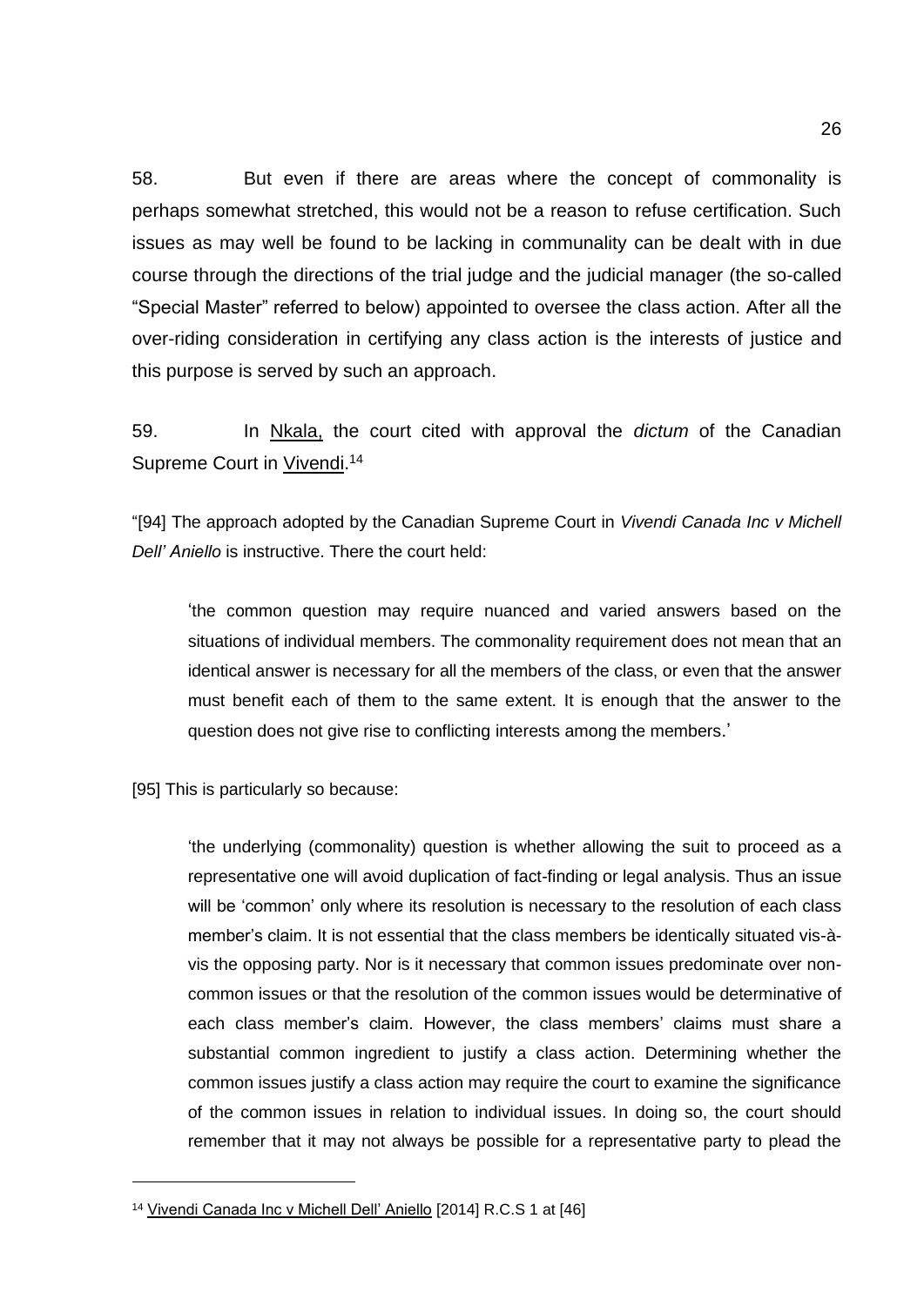58. But even if there are areas where the concept of commonality is perhaps somewhat stretched, this would not be a reason to refuse certification. Such issues as may well be found to be lacking in communality can be dealt with in due course through the directions of the trial judge and the judicial manager (the so-called "Special Master" referred to below) appointed to oversee the class action. After all the over-riding consideration in certifying any class action is the interests of justice and this purpose is served by such an approach.

59. In Nkala, the court cited with approval the *dictum* of the Canadian Supreme Court in Vivendi.[14]

"[94] The approach adopted by the Canadian Supreme Court in *Vivendi Canada Inc v Michell Dell' Aniello* is instructive. There the court held:

> 'the common question may require nuanced and varied answers based on the situations of individual members. The commonality requirement does not mean that an identical answer is necessary for all the members of the class, or even that the answer must benefit each of them to the same extent. It is enough that the answer to the question does not give rise to conflicting interests among the members.'

[95] This is particularly so because:

> 'the underlying (commonality) question is whether allowing the suit to proceed as a representative one will avoid duplication of fact-finding or legal analysis. Thus an issue will be 'common' only where its resolution is necessary to the resolution of each class member's claim. It is not essential that the class members be identically situated vis-à-vis the opposing party. Nor is it necessary that common issues predominate over non-common issues or that the resolution of the common issues would be determinative of each class member's claim. However, the class members' claims must share a substantial common ingredient to justify a class action. Determining whether the common issues justify a class action may require the court to examine the significance of the common issues in relation to individual issues. In doing so, the court should remember that it may not always be possible for a representative party to plead the

---

[14] Vivendi Canada Inc v Michell Dell' Aniello [2014] R.C.S 1 at [46]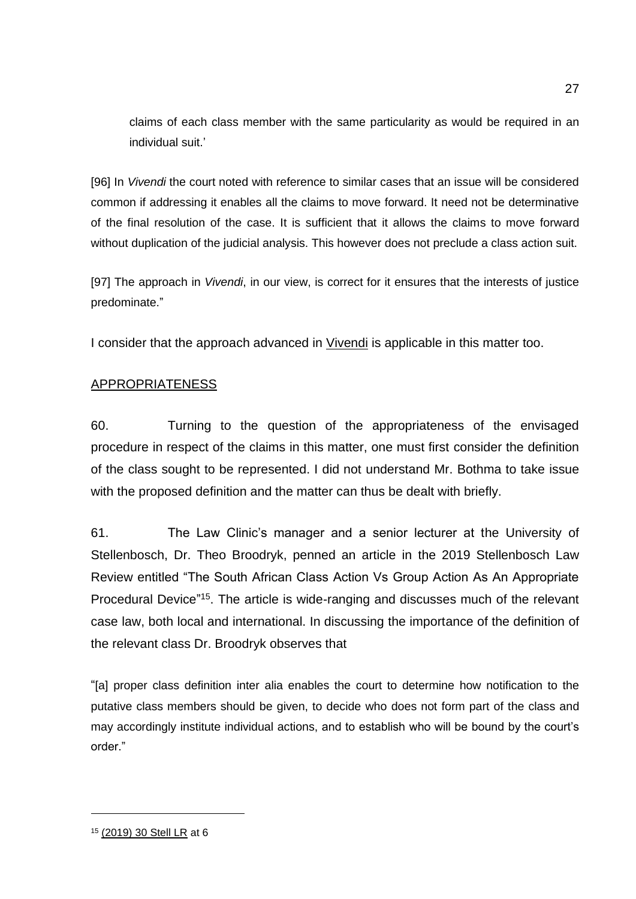claims of each class member with the same particularity as would be required in an individual suit.'

[96] In *Vivendi* the court noted with reference to similar cases that an issue will be considered common if addressing it enables all the claims to move forward. It need not be determinative of the final resolution of the case. It is sufficient that it allows the claims to move forward without duplication of the judicial analysis. This however does not preclude a class action suit.

[97] The approach in *Vivendi*, in our view, is correct for it ensures that the interests of justice predominate."

I consider that the approach advanced in Vivendi is applicable in this matter too.

## APPROPRIATENESS

60. Turning to the question of the appropriateness of the envisaged procedure in respect of the claims in this matter, one must first consider the definition of the class sought to be represented. I did not understand Mr. Bothma to take issue with the proposed definition and the matter can thus be dealt with briefly.

61. The Law Clinic's manager and a senior lecturer at the University of Stellenbosch, Dr. Theo Broodryk, penned an article in the 2019 Stellenbosch Law Review entitled "The South African Class Action Vs Group Action As An Appropriate Procedural Device"[15]. The article is wide-ranging and discusses much of the relevant case law, both local and international. In discussing the importance of the definition of the relevant class Dr. Broodryk observes that

"[a] proper class definition inter alia enables the court to determine how notification to the putative class members should be given, to decide who does not form part of the class and may accordingly institute individual actions, and to establish who will be bound by the court's order."

---

[15] (2019) 30 Stell LR at 6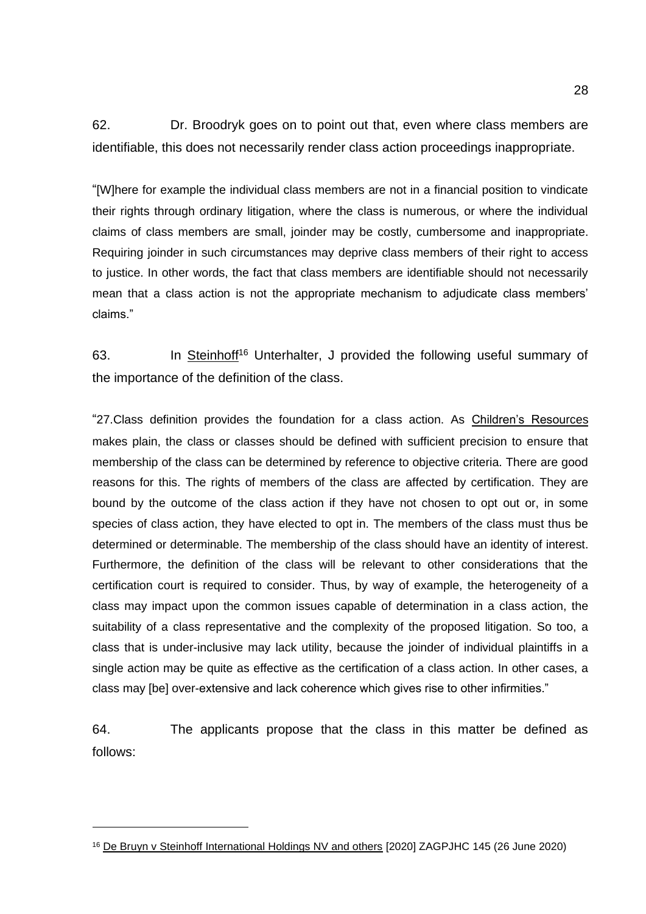62. Dr. Broodryk goes on to point out that, even where class members are identifiable, this does not necessarily render class action proceedings inappropriate.

"[W]here for example the individual class members are not in a financial position to vindicate their rights through ordinary litigation, where the class is numerous, or where the individual claims of class members are small, joinder may be costly, cumbersome and inappropriate. Requiring joinder in such circumstances may deprive class members of their right to access to justice. In other words, the fact that class members are identifiable should not necessarily mean that a class action is not the appropriate mechanism to adjudicate class members' claims."

63. In Steinhoff[16] Unterhalter, J provided the following useful summary of the importance of the definition of the class.

"27.Class definition provides the foundation for a class action. As Children's Resources makes plain, the class or classes should be defined with sufficient precision to ensure that membership of the class can be determined by reference to objective criteria. There are good reasons for this. The rights of members of the class are affected by certification. They are bound by the outcome of the class action if they have not chosen to opt out or, in some species of class action, they have elected to opt in. The members of the class must thus be determined or determinable. The membership of the class should have an identity of interest. Furthermore, the definition of the class will be relevant to other considerations that the certification court is required to consider. Thus, by way of example, the heterogeneity of a class may impact upon the common issues capable of determination in a class action, the suitability of a class representative and the complexity of the proposed litigation. So too, a class that is under-inclusive may lack utility, because the joinder of individual plaintiffs in a single action may be quite as effective as the certification of a class action. In other cases, a class may [be] over-extensive and lack coherence which gives rise to other infirmities."

64. The applicants propose that the class in this matter be defined as follows:

---

[16] De Bruyn v Steinhoff International Holdings NV and others [2020] ZAGPJHC 145 (26 June 2020)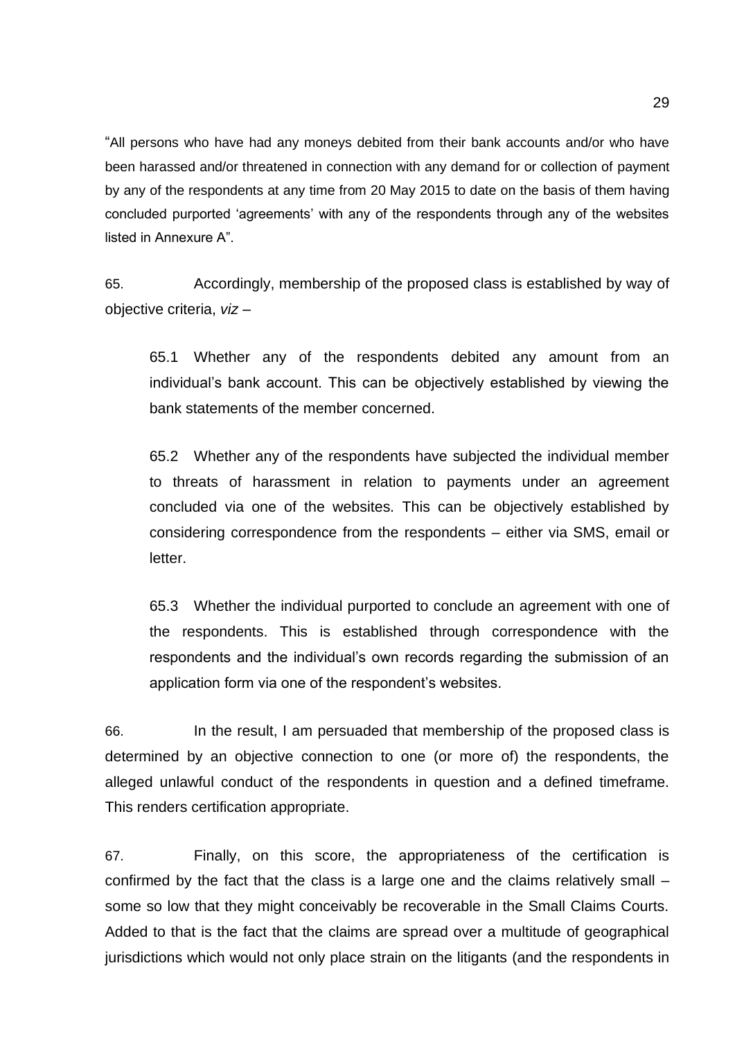"All persons who have had any moneys debited from their bank accounts and/or who have been harassed and/or threatened in connection with any demand for or collection of payment by any of the respondents at any time from 20 May 2015 to date on the basis of them having concluded purported 'agreements' with any of the respondents through any of the websites listed in Annexure A".

65. Accordingly, membership of the proposed class is established by way of objective criteria, *viz* –

> 65.1 Whether any of the respondents debited any amount from an individual's bank account. This can be objectively established by viewing the bank statements of the member concerned.
>
> 65.2 Whether any of the respondents have subjected the individual member to threats of harassment in relation to payments under an agreement concluded via one of the websites. This can be objectively established by considering correspondence from the respondents – either via SMS, email or letter.
>
> 65.3 Whether the individual purported to conclude an agreement with one of the respondents. This is established through correspondence with the respondents and the individual's own records regarding the submission of an application form via one of the respondent's websites.

66. In the result, I am persuaded that membership of the proposed class is determined by an objective connection to one (or more of) the respondents, the alleged unlawful conduct of the respondents in question and a defined timeframe. This renders certification appropriate.

67. Finally, on this score, the appropriateness of the certification is confirmed by the fact that the class is a large one and the claims relatively small – some so low that they might conceivably be recoverable in the Small Claims Courts. Added to that is the fact that the claims are spread over a multitude of geographical jurisdictions which would not only place strain on the litigants (and the respondents in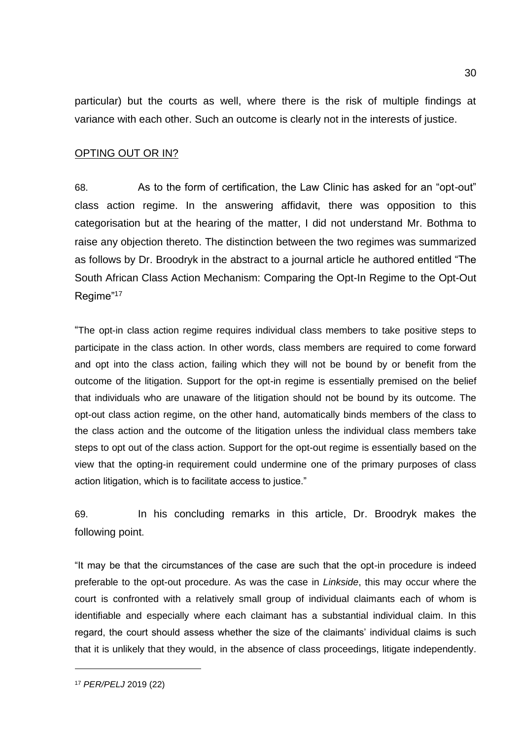particular) but the courts as well, where there is the risk of multiple findings at variance with each other. Such an outcome is clearly not in the interests of justice.

OPTING OUT OR IN?

68. As to the form of certification, the Law Clinic has asked for an "opt-out" class action regime. In the answering affidavit, there was opposition to this categorisation but at the hearing of the matter, I did not understand Mr. Bothma to raise any objection thereto. The distinction between the two regimes was summarized as follows by Dr. Broodryk in the abstract to a journal article he authored entitled "The South African Class Action Mechanism: Comparing the Opt-In Regime to the Opt-Out Regime"[17]

"The opt-in class action regime requires individual class members to take positive steps to participate in the class action. In other words, class members are required to come forward and opt into the class action, failing which they will not be bound by or benefit from the outcome of the litigation. Support for the opt-in regime is essentially premised on the belief that individuals who are unaware of the litigation should not be bound by its outcome. The opt-out class action regime, on the other hand, automatically binds members of the class to the class action and the outcome of the litigation unless the individual class members take steps to opt out of the class action. Support for the opt-out regime is essentially based on the view that the opting-in requirement could undermine one of the primary purposes of class action litigation, which is to facilitate access to justice."

69. In his concluding remarks in this article, Dr. Broodryk makes the following point.

"It may be that the circumstances of the case are such that the opt-in procedure is indeed preferable to the opt-out procedure. As was the case in *Linkside*, this may occur where the court is confronted with a relatively small group of individual claimants each of whom is identifiable and especially where each claimant has a substantial individual claim. In this regard, the court should assess whether the size of the claimants' individual claims is such that it is unlikely that they would, in the absence of class proceedings, litigate independently.

[17] *PER/PELJ* 2019 (22)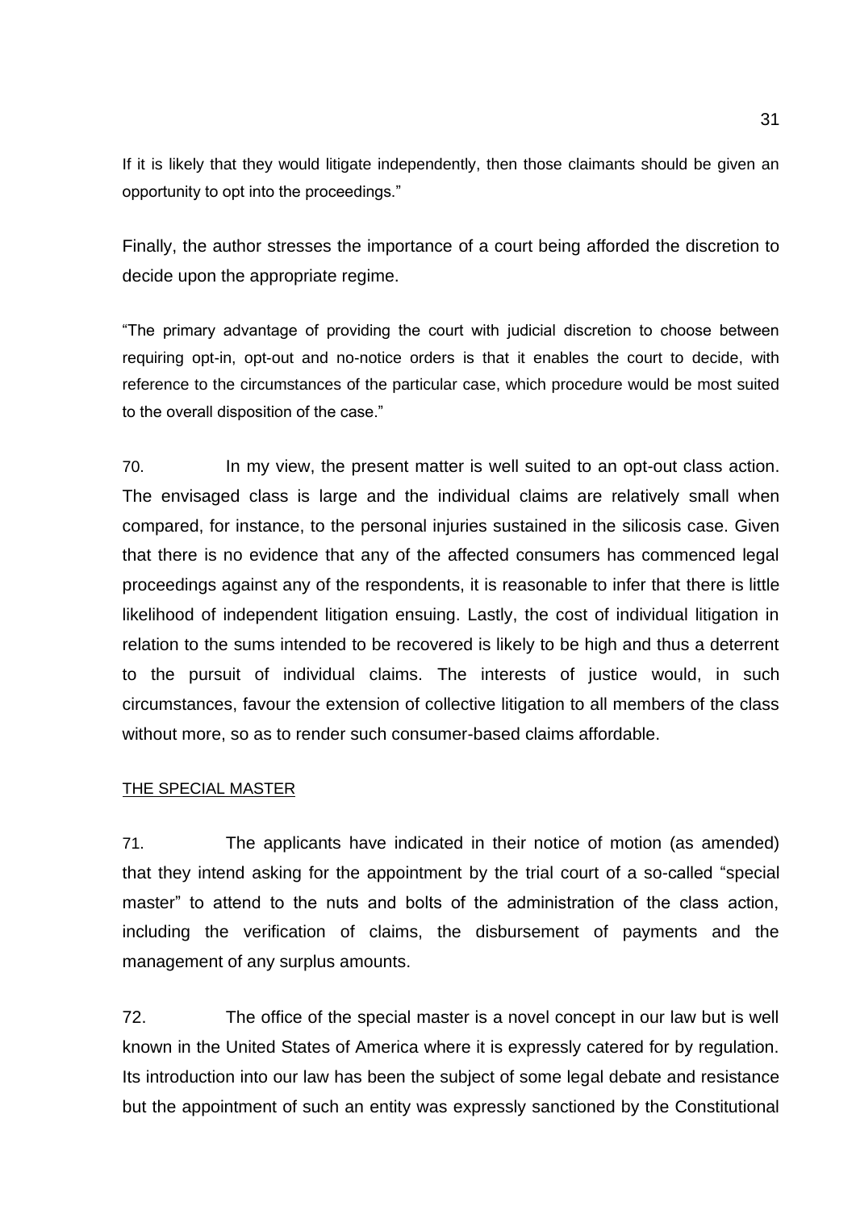If it is likely that they would litigate independently, then those claimants should be given an opportunity to opt into the proceedings."

Finally, the author stresses the importance of a court being afforded the discretion to decide upon the appropriate regime.

"The primary advantage of providing the court with judicial discretion to choose between requiring opt-in, opt-out and no-notice orders is that it enables the court to decide, with reference to the circumstances of the particular case, which procedure would be most suited to the overall disposition of the case."

70. In my view, the present matter is well suited to an opt-out class action. The envisaged class is large and the individual claims are relatively small when compared, for instance, to the personal injuries sustained in the silicosis case. Given that there is no evidence that any of the affected consumers has commenced legal proceedings against any of the respondents, it is reasonable to infer that there is little likelihood of independent litigation ensuing. Lastly, the cost of individual litigation in relation to the sums intended to be recovered is likely to be high and thus a deterrent to the pursuit of individual claims. The interests of justice would, in such circumstances, favour the extension of collective litigation to all members of the class without more, so as to render such consumer-based claims affordable.

THE SPECIAL MASTER

71. The applicants have indicated in their notice of motion (as amended) that they intend asking for the appointment by the trial court of a so-called "special master" to attend to the nuts and bolts of the administration of the class action, including the verification of claims, the disbursement of payments and the management of any surplus amounts.

72. The office of the special master is a novel concept in our law but is well known in the United States of America where it is expressly catered for by regulation. Its introduction into our law has been the subject of some legal debate and resistance but the appointment of such an entity was expressly sanctioned by the Constitutional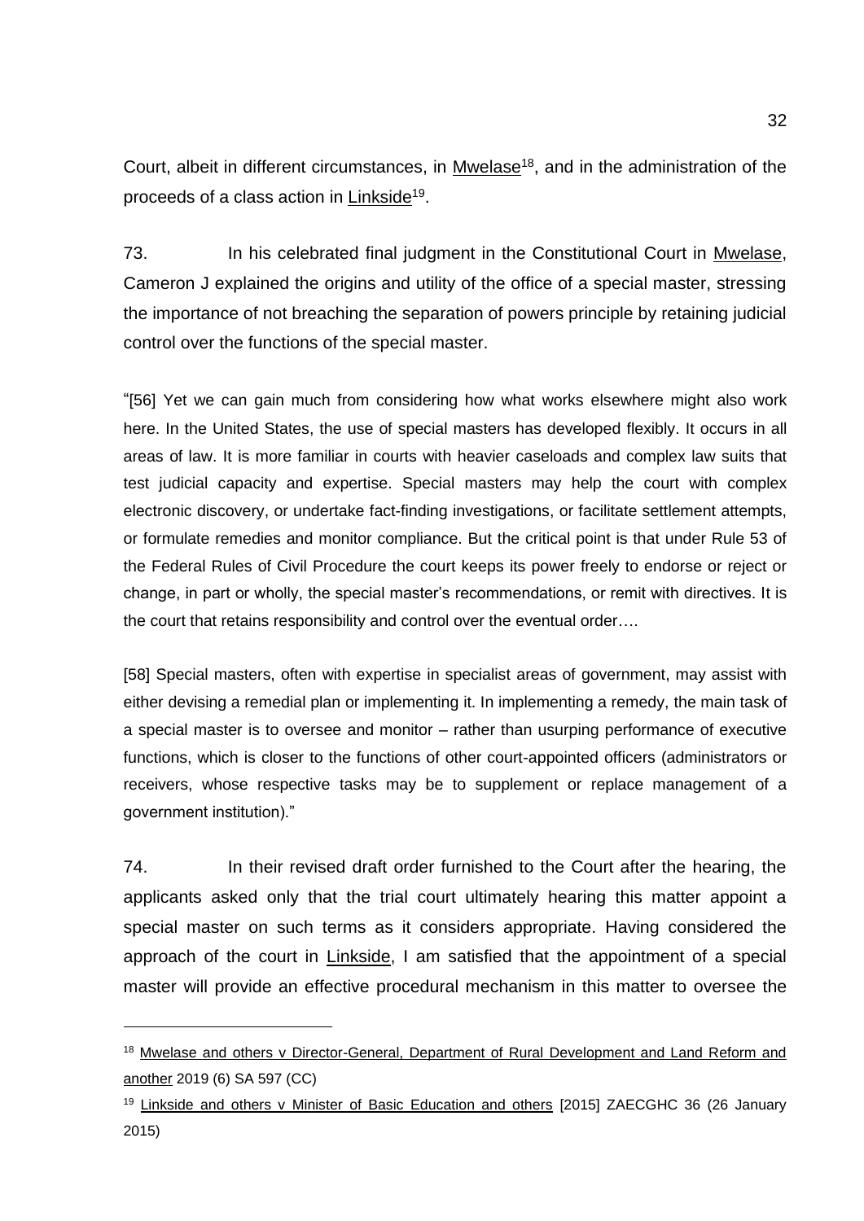Court, albeit in different circumstances, in Mwelase[18], and in the administration of the proceeds of a class action in Linkside[19].

73. In his celebrated final judgment in the Constitutional Court in Mwelase, Cameron J explained the origins and utility of the office of a special master, stressing the importance of not breaching the separation of powers principle by retaining judicial control over the functions of the special master.

"[56] Yet we can gain much from considering how what works elsewhere might also work here. In the United States, the use of special masters has developed flexibly. It occurs in all areas of law. It is more familiar in courts with heavier caseloads and complex law suits that test judicial capacity and expertise. Special masters may help the court with complex electronic discovery, or undertake fact-finding investigations, or facilitate settlement attempts, or formulate remedies and monitor compliance. But the critical point is that under Rule 53 of the Federal Rules of Civil Procedure the court keeps its power freely to endorse or reject or change, in part or wholly, the special master's recommendations, or remit with directives. It is the court that retains responsibility and control over the eventual order….

[58] Special masters, often with expertise in specialist areas of government, may assist with either devising a remedial plan or implementing it. In implementing a remedy, the main task of a special master is to oversee and monitor – rather than usurping performance of executive functions, which is closer to the functions of other court-appointed officers (administrators or receivers, whose respective tasks may be to supplement or replace management of a government institution)."

74. In their revised draft order furnished to the Court after the hearing, the applicants asked only that the trial court ultimately hearing this matter appoint a special master on such terms as it considers appropriate. Having considered the approach of the court in Linkside, I am satisfied that the appointment of a special master will provide an effective procedural mechanism in this matter to oversee the

---

[18] Mwelase and others v Director-General, Department of Rural Development and Land Reform and another 2019 (6) SA 597 (CC)

[19] Linkside and others v Minister of Basic Education and others [2015] ZAECGHC 36 (26 January 2015)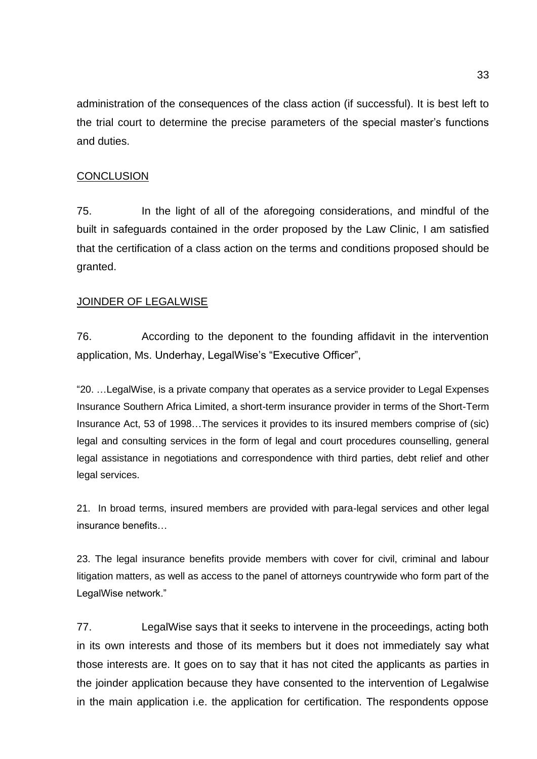administration of the consequences of the class action (if successful). It is best left to the trial court to determine the precise parameters of the special master's functions and duties.

## CONCLUSION

75. In the light of all of the aforegoing considerations, and mindful of the built in safeguards contained in the order proposed by the Law Clinic, I am satisfied that the certification of a class action on the terms and conditions proposed should be granted.

## JOINDER OF LEGALWISE

76. According to the deponent to the founding affidavit in the intervention application, Ms. Underhay, LegalWise's "Executive Officer",

> "20. …LegalWise, is a private company that operates as a service provider to Legal Expenses Insurance Southern Africa Limited, a short-term insurance provider in terms of the Short-Term Insurance Act, 53 of 1998…The services it provides to its insured members comprise of (sic) legal and consulting services in the form of legal and court procedures counselling, general legal assistance in negotiations and correspondence with third parties, debt relief and other legal services.
>
> 21. In broad terms, insured members are provided with para-legal services and other legal insurance benefits…
>
> 23. The legal insurance benefits provide members with cover for civil, criminal and labour litigation matters, as well as access to the panel of attorneys countrywide who form part of the LegalWise network."

77. LegalWise says that it seeks to intervene in the proceedings, acting both in its own interests and those of its members but it does not immediately say what those interests are. It goes on to say that it has not cited the applicants as parties in the joinder application because they have consented to the intervention of Legalwise in the main application i.e. the application for certification. The respondents oppose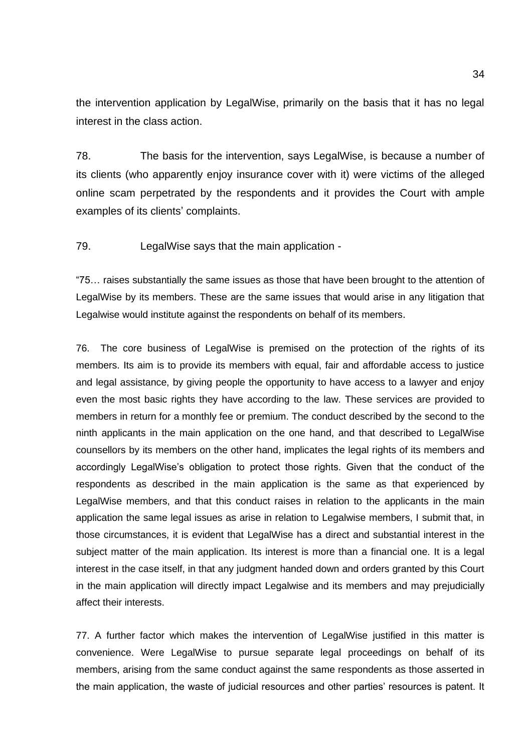the intervention application by LegalWise, primarily on the basis that it has no legal interest in the class action.

78. The basis for the intervention, says LegalWise, is because a number of its clients (who apparently enjoy insurance cover with it) were victims of the alleged online scam perpetrated by the respondents and it provides the Court with ample examples of its clients' complaints.

79. LegalWise says that the main application -

"75… raises substantially the same issues as those that have been brought to the attention of LegalWise by its members. These are the same issues that would arise in any litigation that Legalwise would institute against the respondents on behalf of its members.

76. The core business of LegalWise is premised on the protection of the rights of its members. Its aim is to provide its members with equal, fair and affordable access to justice and legal assistance, by giving people the opportunity to have access to a lawyer and enjoy even the most basic rights they have according to the law. These services are provided to members in return for a monthly fee or premium. The conduct described by the second to the ninth applicants in the main application on the one hand, and that described to LegalWise counsellors by its members on the other hand, implicates the legal rights of its members and accordingly LegalWise's obligation to protect those rights. Given that the conduct of the respondents as described in the main application is the same as that experienced by LegalWise members, and that this conduct raises in relation to the applicants in the main application the same legal issues as arise in relation to Legalwise members, I submit that, in those circumstances, it is evident that LegalWise has a direct and substantial interest in the subject matter of the main application. Its interest is more than a financial one. It is a legal interest in the case itself, in that any judgment handed down and orders granted by this Court in the main application will directly impact Legalwise and its members and may prejudicially affect their interests.

77. A further factor which makes the intervention of LegalWise justified in this matter is convenience. Were LegalWise to pursue separate legal proceedings on behalf of its members, arising from the same conduct against the same respondents as those asserted in the main application, the waste of judicial resources and other parties' resources is patent. It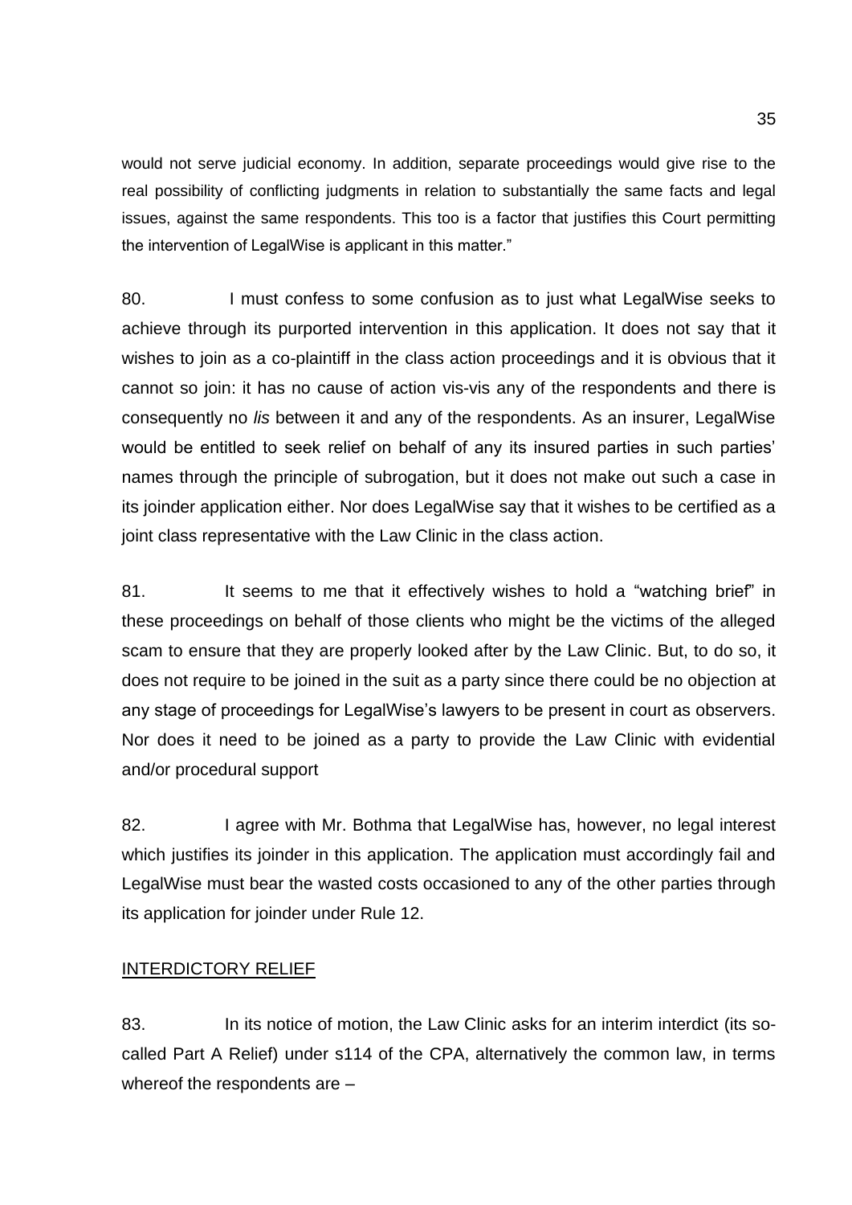would not serve judicial economy. In addition, separate proceedings would give rise to the real possibility of conflicting judgments in relation to substantially the same facts and legal issues, against the same respondents. This too is a factor that justifies this Court permitting the intervention of LegalWise is applicant in this matter."

80. I must confess to some confusion as to just what LegalWise seeks to achieve through its purported intervention in this application. It does not say that it wishes to join as a co-plaintiff in the class action proceedings and it is obvious that it cannot so join: it has no cause of action vis-vis any of the respondents and there is consequently no *lis* between it and any of the respondents. As an insurer, LegalWise would be entitled to seek relief on behalf of any its insured parties in such parties' names through the principle of subrogation, but it does not make out such a case in its joinder application either. Nor does LegalWise say that it wishes to be certified as a joint class representative with the Law Clinic in the class action.

81. It seems to me that it effectively wishes to hold a "watching brief" in these proceedings on behalf of those clients who might be the victims of the alleged scam to ensure that they are properly looked after by the Law Clinic. But, to do so, it does not require to be joined in the suit as a party since there could be no objection at any stage of proceedings for LegalWise's lawyers to be present in court as observers. Nor does it need to be joined as a party to provide the Law Clinic with evidential and/or procedural support

82. I agree with Mr. Bothma that LegalWise has, however, no legal interest which justifies its joinder in this application. The application must accordingly fail and LegalWise must bear the wasted costs occasioned to any of the other parties through its application for joinder under Rule 12.

## INTERDICTORY RELIEF

83. In its notice of motion, the Law Clinic asks for an interim interdict (its so-called Part A Relief) under s114 of the CPA, alternatively the common law, in terms whereof the respondents are –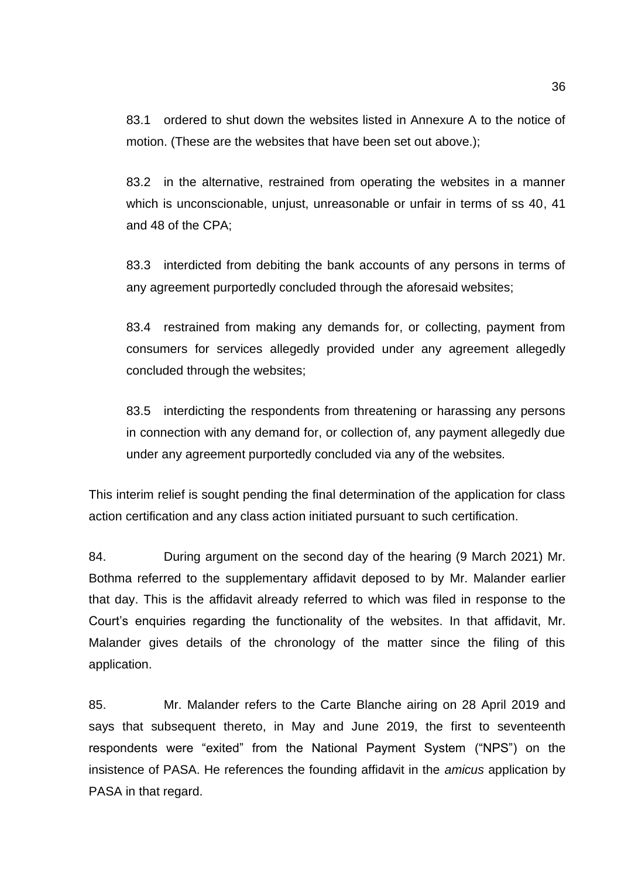83.1 ordered to shut down the websites listed in Annexure A to the notice of motion. (These are the websites that have been set out above.);

83.2 in the alternative, restrained from operating the websites in a manner which is unconscionable, unjust, unreasonable or unfair in terms of ss 40, 41 and 48 of the CPA;

83.3 interdicted from debiting the bank accounts of any persons in terms of any agreement purportedly concluded through the aforesaid websites;

83.4 restrained from making any demands for, or collecting, payment from consumers for services allegedly provided under any agreement allegedly concluded through the websites;

83.5 interdicting the respondents from threatening or harassing any persons in connection with any demand for, or collection of, any payment allegedly due under any agreement purportedly concluded via any of the websites.

This interim relief is sought pending the final determination of the application for class action certification and any class action initiated pursuant to such certification.

84. During argument on the second day of the hearing (9 March 2021) Mr. Bothma referred to the supplementary affidavit deposed to by Mr. Malander earlier that day. This is the affidavit already referred to which was filed in response to the Court's enquiries regarding the functionality of the websites. In that affidavit, Mr. Malander gives details of the chronology of the matter since the filing of this application.

85. Mr. Malander refers to the Carte Blanche airing on 28 April 2019 and says that subsequent thereto, in May and June 2019, the first to seventeenth respondents were "exited" from the National Payment System ("NPS") on the insistence of PASA. He references the founding affidavit in the *amicus* application by PASA in that regard.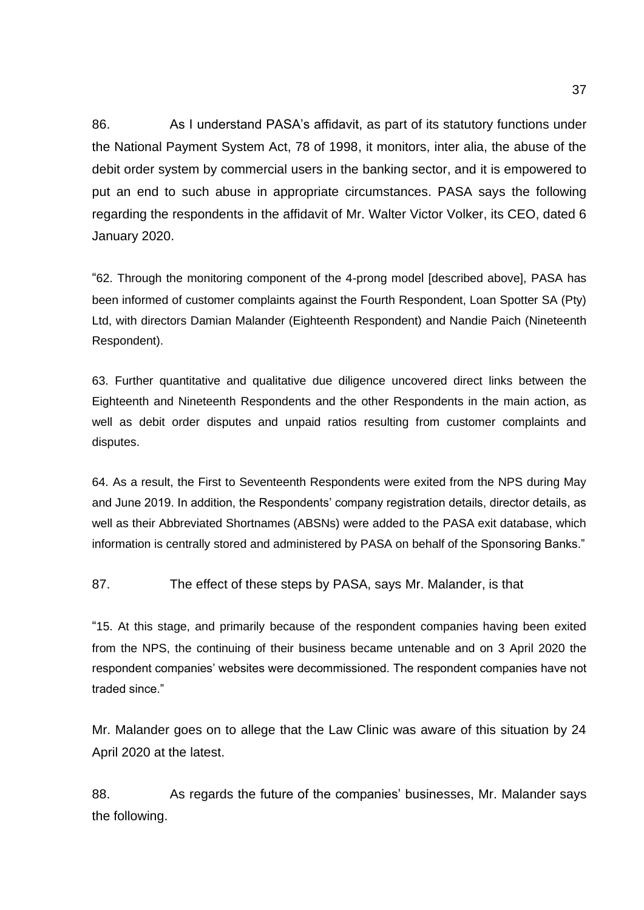86. As I understand PASA's affidavit, as part of its statutory functions under the National Payment System Act, 78 of 1998, it monitors, inter alia, the abuse of the debit order system by commercial users in the banking sector, and it is empowered to put an end to such abuse in appropriate circumstances. PASA says the following regarding the respondents in the affidavit of Mr. Walter Victor Volker, its CEO, dated 6 January 2020.

"62. Through the monitoring component of the 4-prong model [described above], PASA has been informed of customer complaints against the Fourth Respondent, Loan Spotter SA (Pty) Ltd, with directors Damian Malander (Eighteenth Respondent) and Nandie Paich (Nineteenth Respondent).

63. Further quantitative and qualitative due diligence uncovered direct links between the Eighteenth and Nineteenth Respondents and the other Respondents in the main action, as well as debit order disputes and unpaid ratios resulting from customer complaints and disputes.

64. As a result, the First to Seventeenth Respondents were exited from the NPS during May and June 2019. In addition, the Respondents' company registration details, director details, as well as their Abbreviated Shortnames (ABSNs) were added to the PASA exit database, which information is centrally stored and administered by PASA on behalf of the Sponsoring Banks."

87. The effect of these steps by PASA, says Mr. Malander, is that

"15. At this stage, and primarily because of the respondent companies having been exited from the NPS, the continuing of their business became untenable and on 3 April 2020 the respondent companies' websites were decommissioned. The respondent companies have not traded since."

Mr. Malander goes on to allege that the Law Clinic was aware of this situation by 24 April 2020 at the latest.

88. As regards the future of the companies' businesses, Mr. Malander says the following.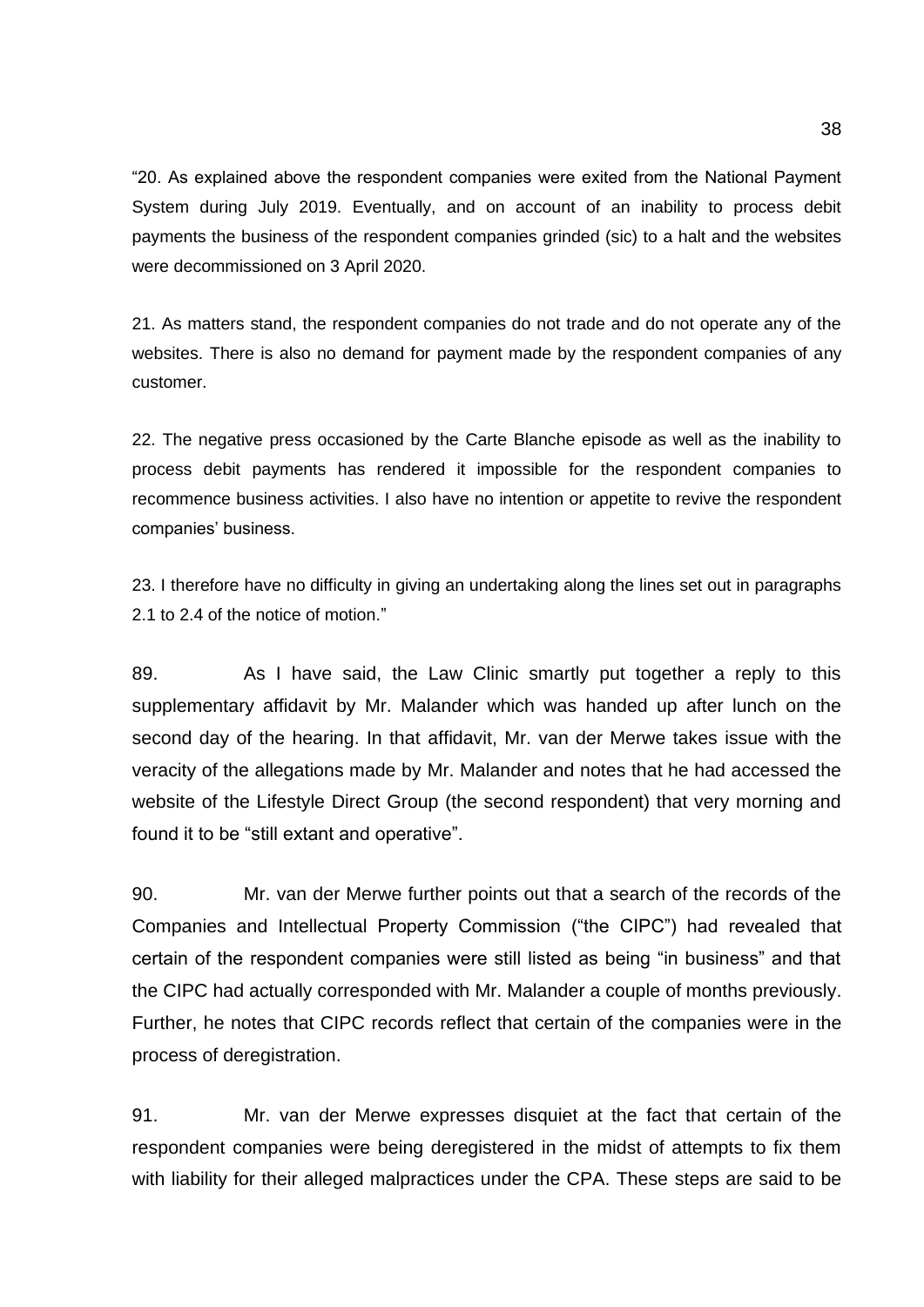"20. As explained above the respondent companies were exited from the National Payment System during July 2019. Eventually, and on account of an inability to process debit payments the business of the respondent companies grinded (sic) to a halt and the websites were decommissioned on 3 April 2020.

21. As matters stand, the respondent companies do not trade and do not operate any of the websites. There is also no demand for payment made by the respondent companies of any customer.

22. The negative press occasioned by the Carte Blanche episode as well as the inability to process debit payments has rendered it impossible for the respondent companies to recommence business activities. I also have no intention or appetite to revive the respondent companies' business.

23. I therefore have no difficulty in giving an undertaking along the lines set out in paragraphs 2.1 to 2.4 of the notice of motion."

89. As I have said, the Law Clinic smartly put together a reply to this supplementary affidavit by Mr. Malander which was handed up after lunch on the second day of the hearing. In that affidavit, Mr. van der Merwe takes issue with the veracity of the allegations made by Mr. Malander and notes that he had accessed the website of the Lifestyle Direct Group (the second respondent) that very morning and found it to be "still extant and operative".

90. Mr. van der Merwe further points out that a search of the records of the Companies and Intellectual Property Commission ("the CIPC") had revealed that certain of the respondent companies were still listed as being "in business" and that the CIPC had actually corresponded with Mr. Malander a couple of months previously. Further, he notes that CIPC records reflect that certain of the companies were in the process of deregistration.

91. Mr. van der Merwe expresses disquiet at the fact that certain of the respondent companies were being deregistered in the midst of attempts to fix them with liability for their alleged malpractices under the CPA. These steps are said to be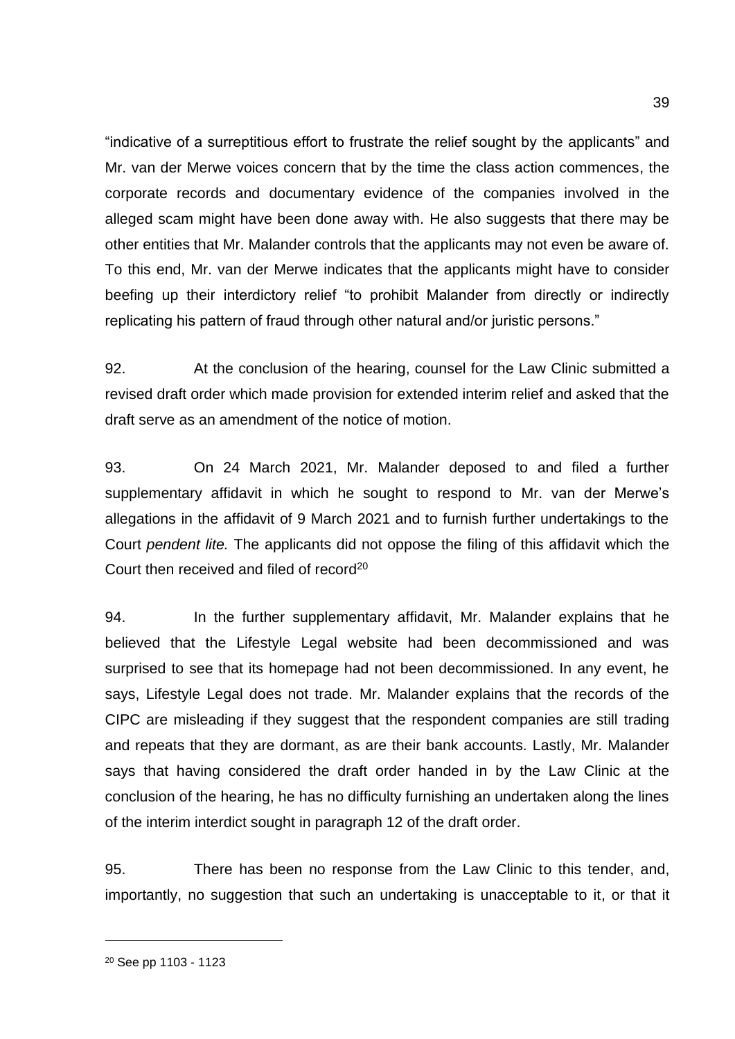"indicative of a surreptitious effort to frustrate the relief sought by the applicants" and Mr. van der Merwe voices concern that by the time the class action commences, the corporate records and documentary evidence of the companies involved in the alleged scam might have been done away with. He also suggests that there may be other entities that Mr. Malander controls that the applicants may not even be aware of. To this end, Mr. van der Merwe indicates that the applicants might have to consider beefing up their interdictory relief "to prohibit Malander from directly or indirectly replicating his pattern of fraud through other natural and/or juristic persons."

92. At the conclusion of the hearing, counsel for the Law Clinic submitted a revised draft order which made provision for extended interim relief and asked that the draft serve as an amendment of the notice of motion.

93. On 24 March 2021, Mr. Malander deposed to and filed a further supplementary affidavit in which he sought to respond to Mr. van der Merwe's allegations in the affidavit of 9 March 2021 and to furnish further undertakings to the Court *pendent lite.* The applicants did not oppose the filing of this affidavit which the Court then received and filed of record[20]

94. In the further supplementary affidavit, Mr. Malander explains that he believed that the Lifestyle Legal website had been decommissioned and was surprised to see that its homepage had not been decommissioned. In any event, he says, Lifestyle Legal does not trade. Mr. Malander explains that the records of the CIPC are misleading if they suggest that the respondent companies are still trading and repeats that they are dormant, as are their bank accounts. Lastly, Mr. Malander says that having considered the draft order handed in by the Law Clinic at the conclusion of the hearing, he has no difficulty furnishing an undertaken along the lines of the interim interdict sought in paragraph 12 of the draft order.

95. There has been no response from the Law Clinic to this tender, and, importantly, no suggestion that such an undertaking is unacceptable to it, or that it

[20] See pp 1103 - 1123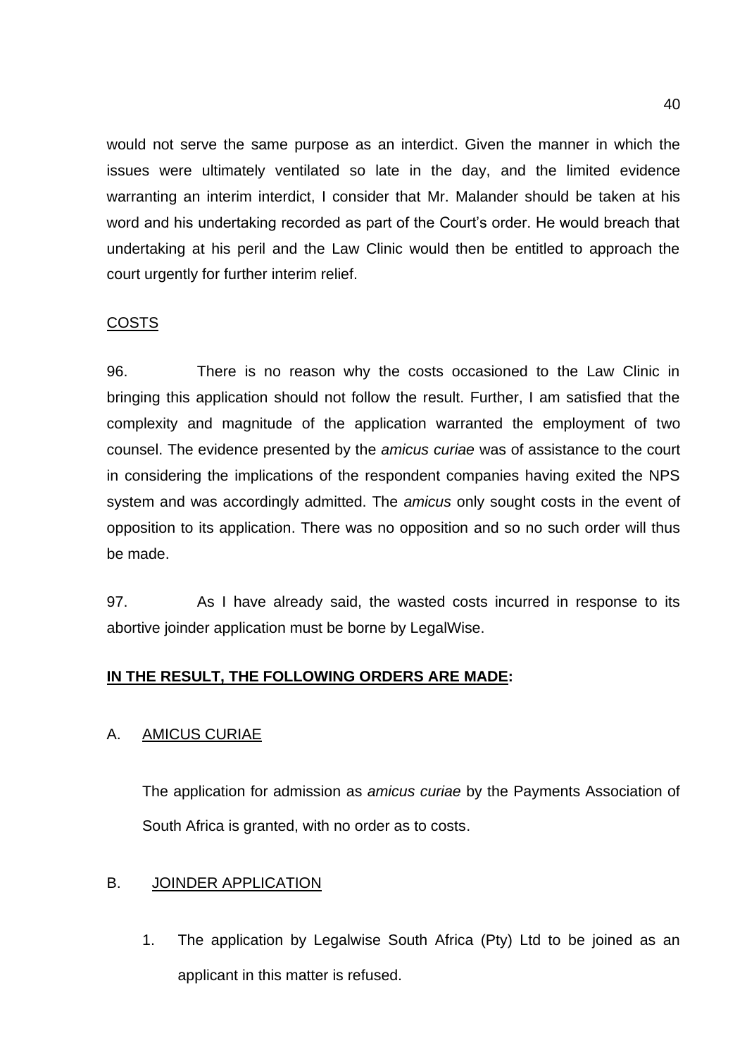would not serve the same purpose as an interdict. Given the manner in which the issues were ultimately ventilated so late in the day, and the limited evidence warranting an interim interdict, I consider that Mr. Malander should be taken at his word and his undertaking recorded as part of the Court's order. He would breach that undertaking at his peril and the Law Clinic would then be entitled to approach the court urgently for further interim relief.

<u>COSTS</u>

96. There is no reason why the costs occasioned to the Law Clinic in bringing this application should not follow the result. Further, I am satisfied that the complexity and magnitude of the application warranted the employment of two counsel. The evidence presented by the *amicus curiae* was of assistance to the court in considering the implications of the respondent companies having exited the NPS system and was accordingly admitted. The *amicus* only sought costs in the event of opposition to its application. There was no opposition and so no such order will thus be made.

97. As I have already said, the wasted costs incurred in response to its abortive joinder application must be borne by LegalWise.

**<u>IN THE RESULT, THE FOLLOWING ORDERS ARE MADE</u>:**

A. <u>AMICUS CURIAE</u>

The application for admission as *amicus curiae* by the Payments Association of South Africa is granted, with no order as to costs.

B. <u>JOINDER APPLICATION</u>

1. The application by Legalwise South Africa (Pty) Ltd to be joined as an applicant in this matter is refused.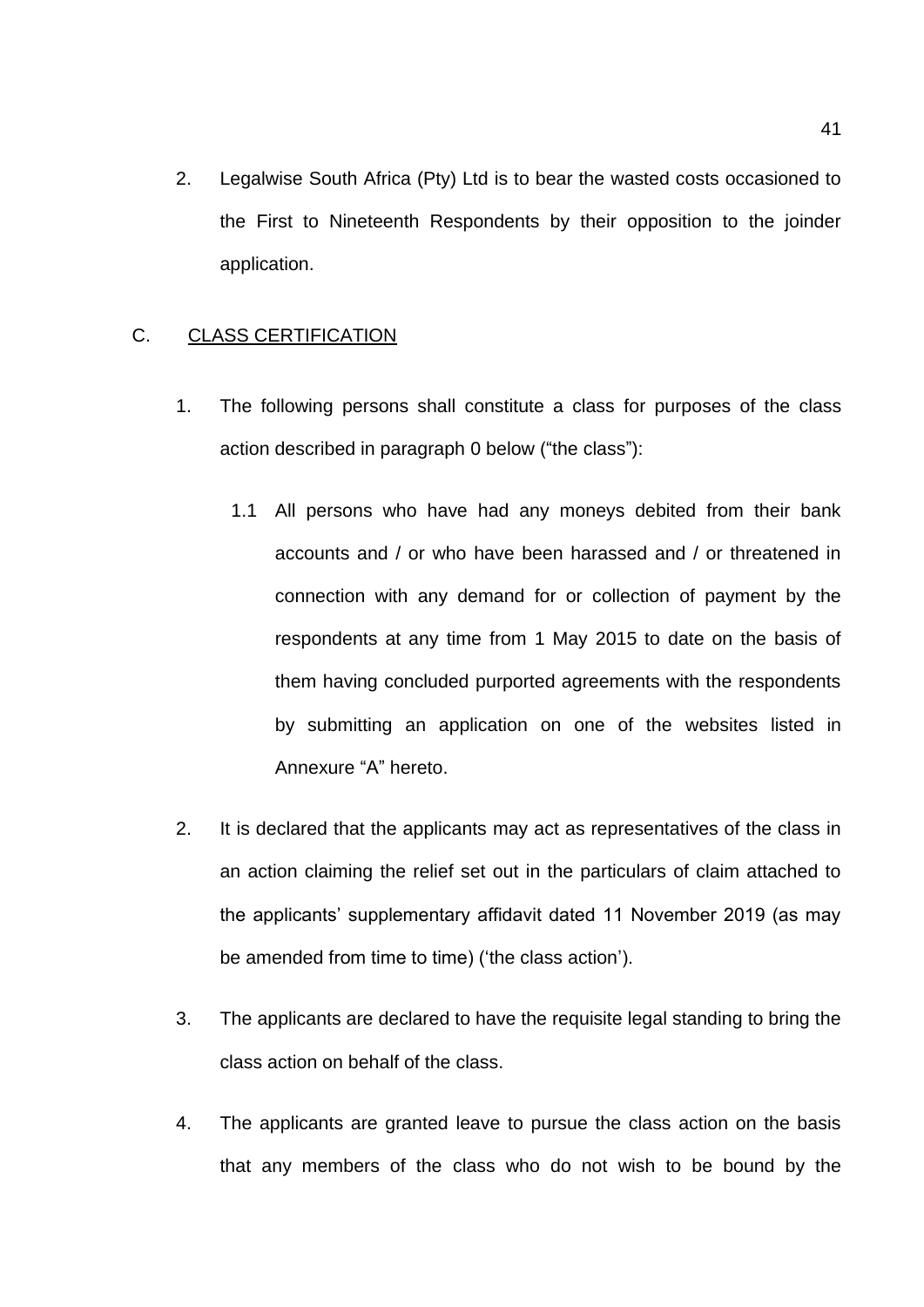2. Legalwise South Africa (Pty) Ltd is to bear the wasted costs occasioned to the First to Nineteenth Respondents by their opposition to the joinder application.

C. <u>CLASS CERTIFICATION</u>

1. The following persons shall constitute a class for purposes of the class action described in paragraph 0 below ("the class"):

   1.1 All persons who have had any moneys debited from their bank accounts and / or who have been harassed and / or threatened in connection with any demand for or collection of payment by the respondents at any time from 1 May 2015 to date on the basis of them having concluded purported agreements with the respondents by submitting an application on one of the websites listed in Annexure "A" hereto.

2. It is declared that the applicants may act as representatives of the class in an action claiming the relief set out in the particulars of claim attached to the applicants' supplementary affidavit dated 11 November 2019 (as may be amended from time to time) ('the class action').

3. The applicants are declared to have the requisite legal standing to bring the class action on behalf of the class.

4. The applicants are granted leave to pursue the class action on the basis that any members of the class who do not wish to be bound by the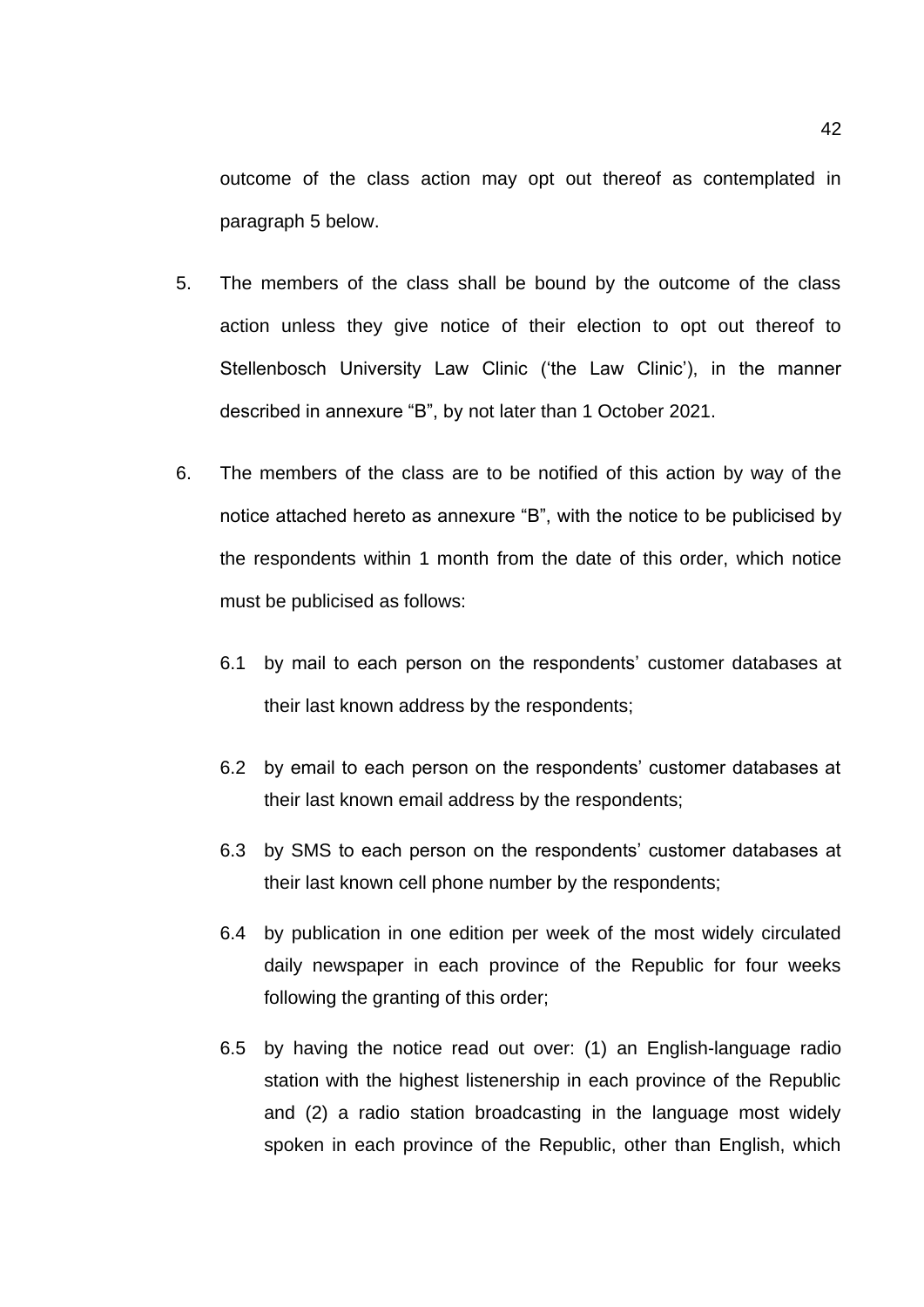outcome of the class action may opt out thereof as contemplated in paragraph 5 below.

5. The members of the class shall be bound by the outcome of the class action unless they give notice of their election to opt out thereof to Stellenbosch University Law Clinic ('the Law Clinic'), in the manner described in annexure "B", by not later than 1 October 2021.

6. The members of the class are to be notified of this action by way of the notice attached hereto as annexure "B", with the notice to be publicised by the respondents within 1 month from the date of this order, which notice must be publicised as follows:

   6.1 by mail to each person on the respondents' customer databases at their last known address by the respondents;

   6.2 by email to each person on the respondents' customer databases at their last known email address by the respondents;

   6.3 by SMS to each person on the respondents' customer databases at their last known cell phone number by the respondents;

   6.4 by publication in one edition per week of the most widely circulated daily newspaper in each province of the Republic for four weeks following the granting of this order;

   6.5 by having the notice read out over: (1) an English-language radio station with the highest listenership in each province of the Republic and (2) a radio station broadcasting in the language most widely spoken in each province of the Republic, other than English, which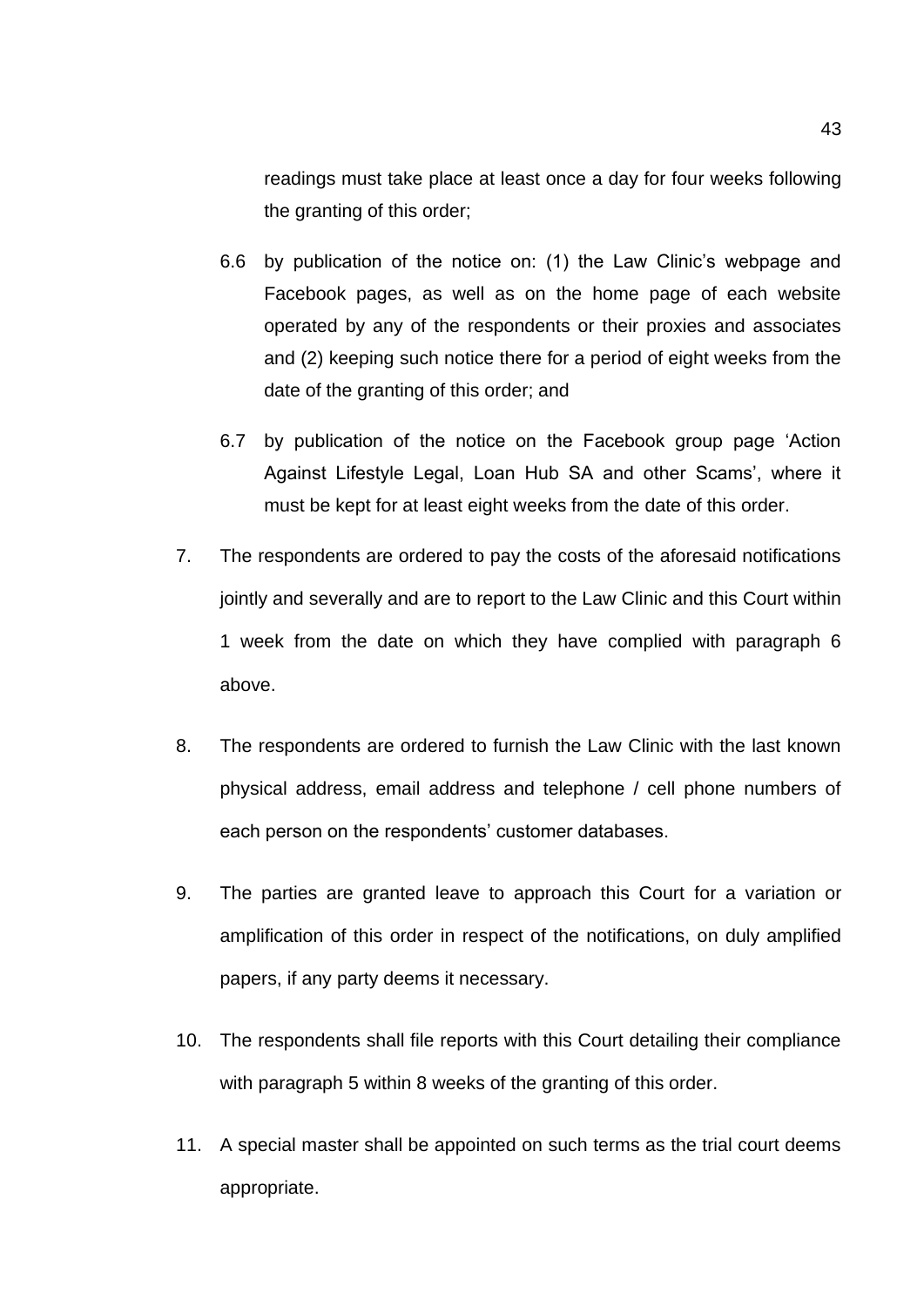readings must take place at least once a day for four weeks following the granting of this order;

6.6 by publication of the notice on: (1) the Law Clinic's webpage and Facebook pages, as well as on the home page of each website operated by any of the respondents or their proxies and associates and (2) keeping such notice there for a period of eight weeks from the date of the granting of this order; and

6.7 by publication of the notice on the Facebook group page 'Action Against Lifestyle Legal, Loan Hub SA and other Scams', where it must be kept for at least eight weeks from the date of this order.

7. The respondents are ordered to pay the costs of the aforesaid notifications jointly and severally and are to report to the Law Clinic and this Court within 1 week from the date on which they have complied with paragraph 6 above.

8. The respondents are ordered to furnish the Law Clinic with the last known physical address, email address and telephone / cell phone numbers of each person on the respondents' customer databases.

9. The parties are granted leave to approach this Court for a variation or amplification of this order in respect of the notifications, on duly amplified papers, if any party deems it necessary.

10. The respondents shall file reports with this Court detailing their compliance with paragraph 5 within 8 weeks of the granting of this order.

11. A special master shall be appointed on such terms as the trial court deems appropriate.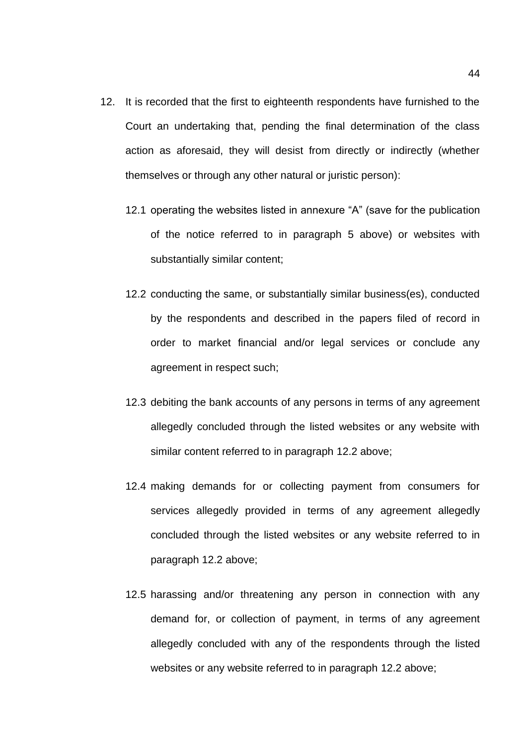12. It is recorded that the first to eighteenth respondents have furnished to the Court an undertaking that, pending the final determination of the class action as aforesaid, they will desist from directly or indirectly (whether themselves or through any other natural or juristic person):

    12.1 operating the websites listed in annexure "A" (save for the publication of the notice referred to in paragraph 5 above) or websites with substantially similar content;

    12.2 conducting the same, or substantially similar business(es), conducted by the respondents and described in the papers filed of record in order to market financial and/or legal services or conclude any agreement in respect such;

    12.3 debiting the bank accounts of any persons in terms of any agreement allegedly concluded through the listed websites or any website with similar content referred to in paragraph 12.2 above;

    12.4 making demands for or collecting payment from consumers for services allegedly provided in terms of any agreement allegedly concluded through the listed websites or any website referred to in paragraph 12.2 above;

    12.5 harassing and/or threatening any person in connection with any demand for, or collection of payment, in terms of any agreement allegedly concluded with any of the respondents through the listed websites or any website referred to in paragraph 12.2 above;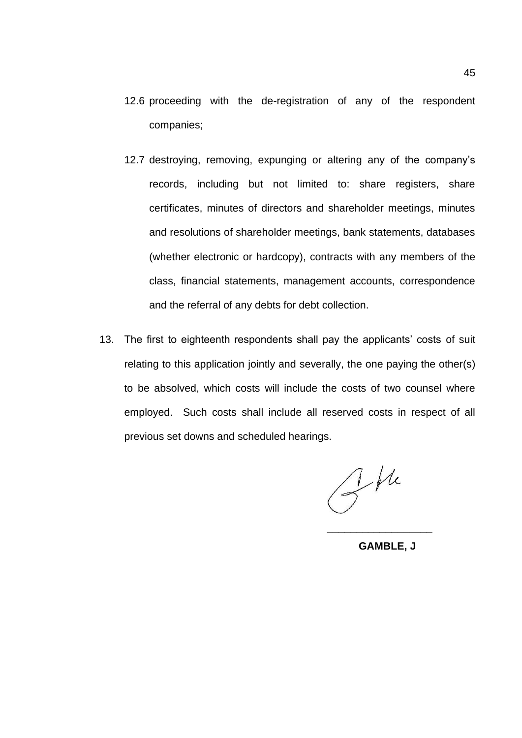12.6 proceeding with the de-registration of any of the respondent companies;

12.7 destroying, removing, expunging or altering any of the company's records, including but not limited to: share registers, share certificates, minutes of directors and shareholder meetings, minutes and resolutions of shareholder meetings, bank statements, databases (whether electronic or hardcopy), contracts with any members of the class, financial statements, management accounts, correspondence and the referral of any debts for debt collection.

13. The first to eighteenth respondents shall pay the applicants' costs of suit relating to this application jointly and severally, the one paying the other(s) to be absolved, which costs will include the costs of two counsel where employed. Such costs shall include all reserved costs in respect of all previous set downs and scheduled hearings.

\_\_\_\_\_\_\_\_\_\_\_\_\_\_\_\_\_\_\_\_

**GAMBLE, J**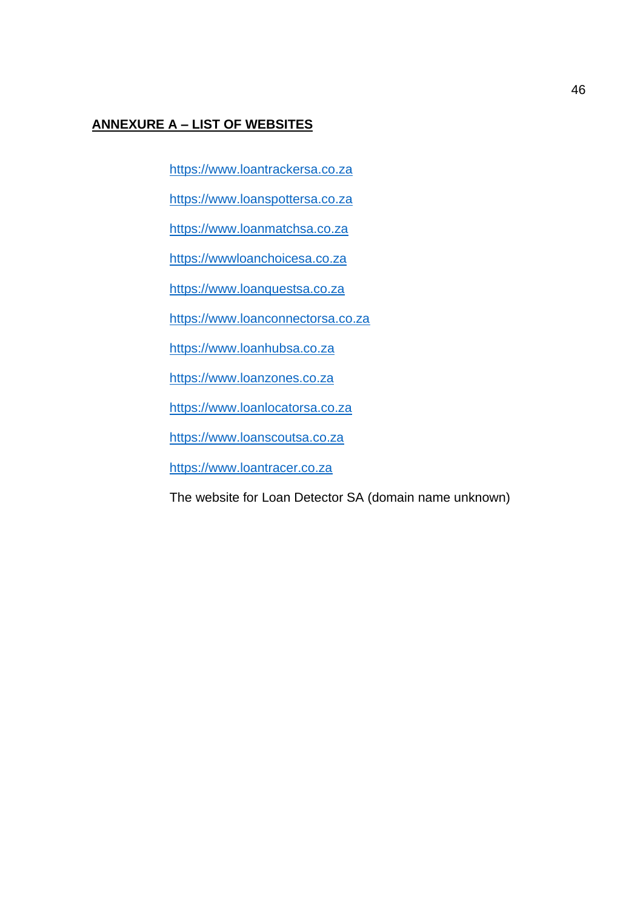## ANNEXURE A – LIST OF WEBSITES

https://www.loantrackersa.co.za

https://www.loanspottersa.co.za

https://www.loanmatchsa.co.za

https://wwwloanchoicesa.co.za

https://www.loanquestsa.co.za

https://www.loanconnectorsa.co.za

https://www.loanhubsa.co.za

https://www.loanzones.co.za

https://www.loanlocatorsa.co.za

https://www.loanscoutsa.co.za

https://www.loantracer.co.za

The website for Loan Detector SA (domain name unknown)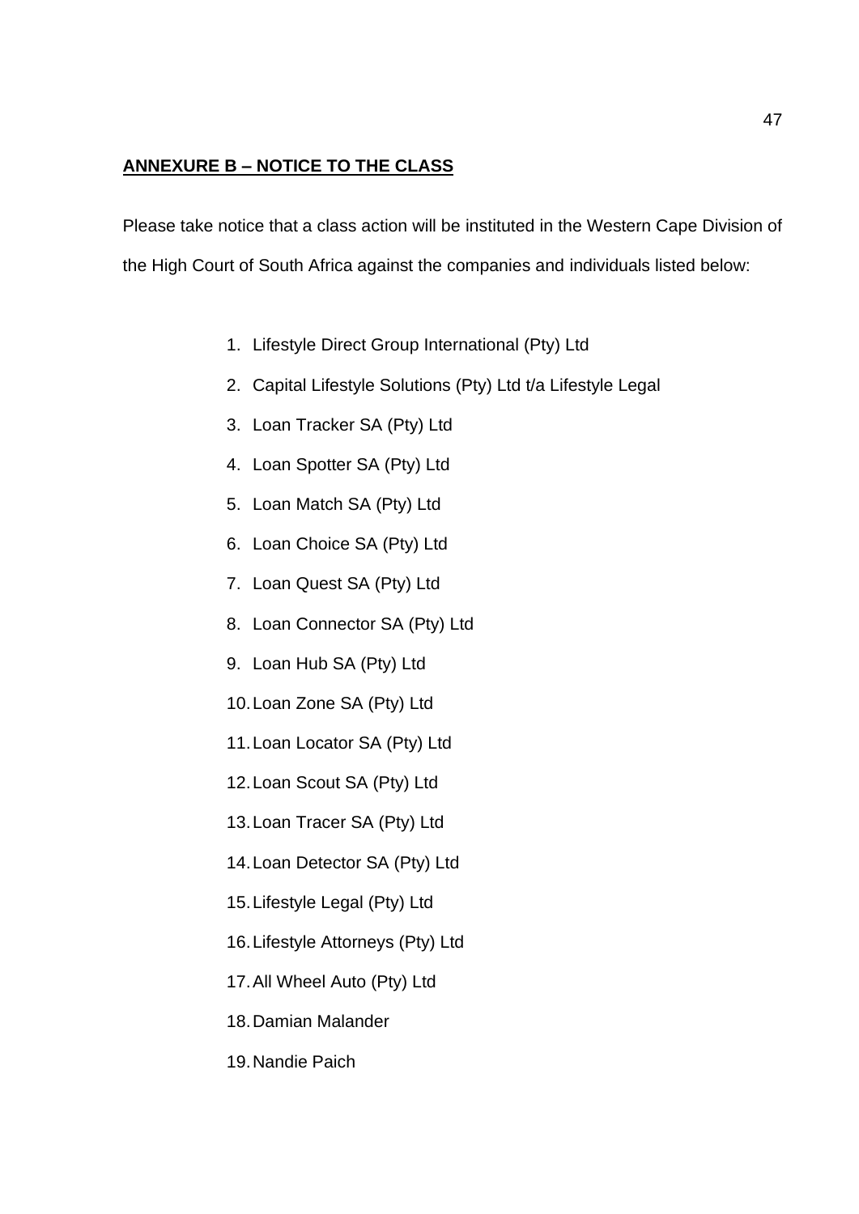**ANNEXURE B – NOTICE TO THE CLASS**

Please take notice that a class action will be instituted in the Western Cape Division of the High Court of South Africa against the companies and individuals listed below:

1. Lifestyle Direct Group International (Pty) Ltd
2. Capital Lifestyle Solutions (Pty) Ltd t/a Lifestyle Legal
3. Loan Tracker SA (Pty) Ltd
4. Loan Spotter SA (Pty) Ltd
5. Loan Match SA (Pty) Ltd
6. Loan Choice SA (Pty) Ltd
7. Loan Quest SA (Pty) Ltd
8. Loan Connector SA (Pty) Ltd
9. Loan Hub SA (Pty) Ltd
10. Loan Zone SA (Pty) Ltd
11. Loan Locator SA (Pty) Ltd
12. Loan Scout SA (Pty) Ltd
13. Loan Tracer SA (Pty) Ltd
14. Loan Detector SA (Pty) Ltd
15. Lifestyle Legal (Pty) Ltd
16. Lifestyle Attorneys (Pty) Ltd
17. All Wheel Auto (Pty) Ltd
18. Damian Malander
19. Nandie Paich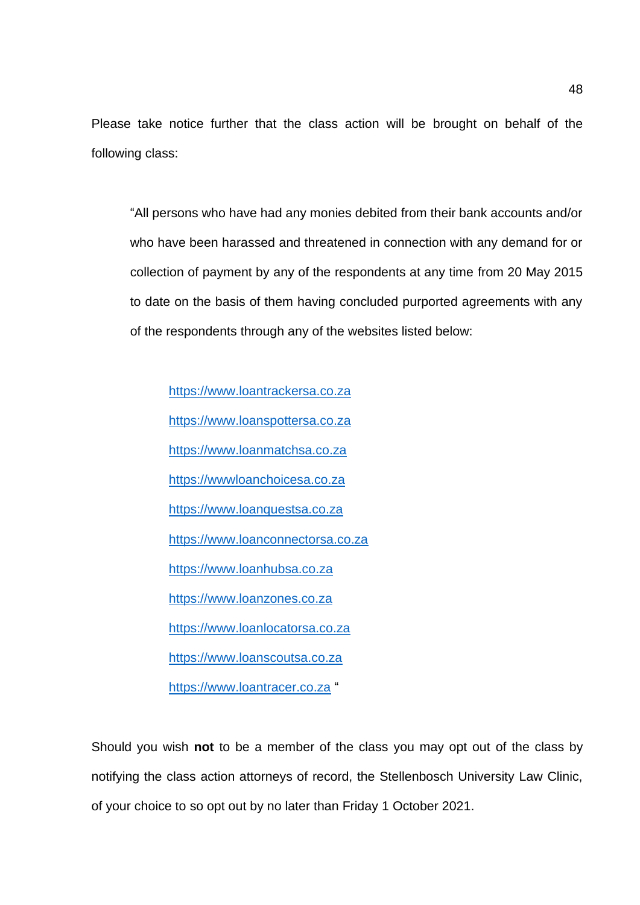Please take notice further that the class action will be brought on behalf of the following class:

> "All persons who have had any monies debited from their bank accounts and/or who have been harassed and threatened in connection with any demand for or collection of payment by any of the respondents at any time from 20 May 2015 to date on the basis of them having concluded purported agreements with any of the respondents through any of the websites listed below:
>
> https://www.loantrackersa.co.za
>
> https://www.loanspottersa.co.za
>
> https://www.loanmatchsa.co.za
>
> https://wwwloanchoicesa.co.za
>
> https://www.loanquestsa.co.za
>
> https://www.loanconnectorsa.co.za
>
> https://www.loanhubsa.co.za
>
> https://www.loanzones.co.za
>
> https://www.loanlocatorsa.co.za
>
> https://www.loanscoutsa.co.za
>
> https://www.loantracer.co.za "

Should you wish **not** to be a member of the class you may opt out of the class by notifying the class action attorneys of record, the Stellenbosch University Law Clinic, of your choice to so opt out by no later than Friday 1 October 2021.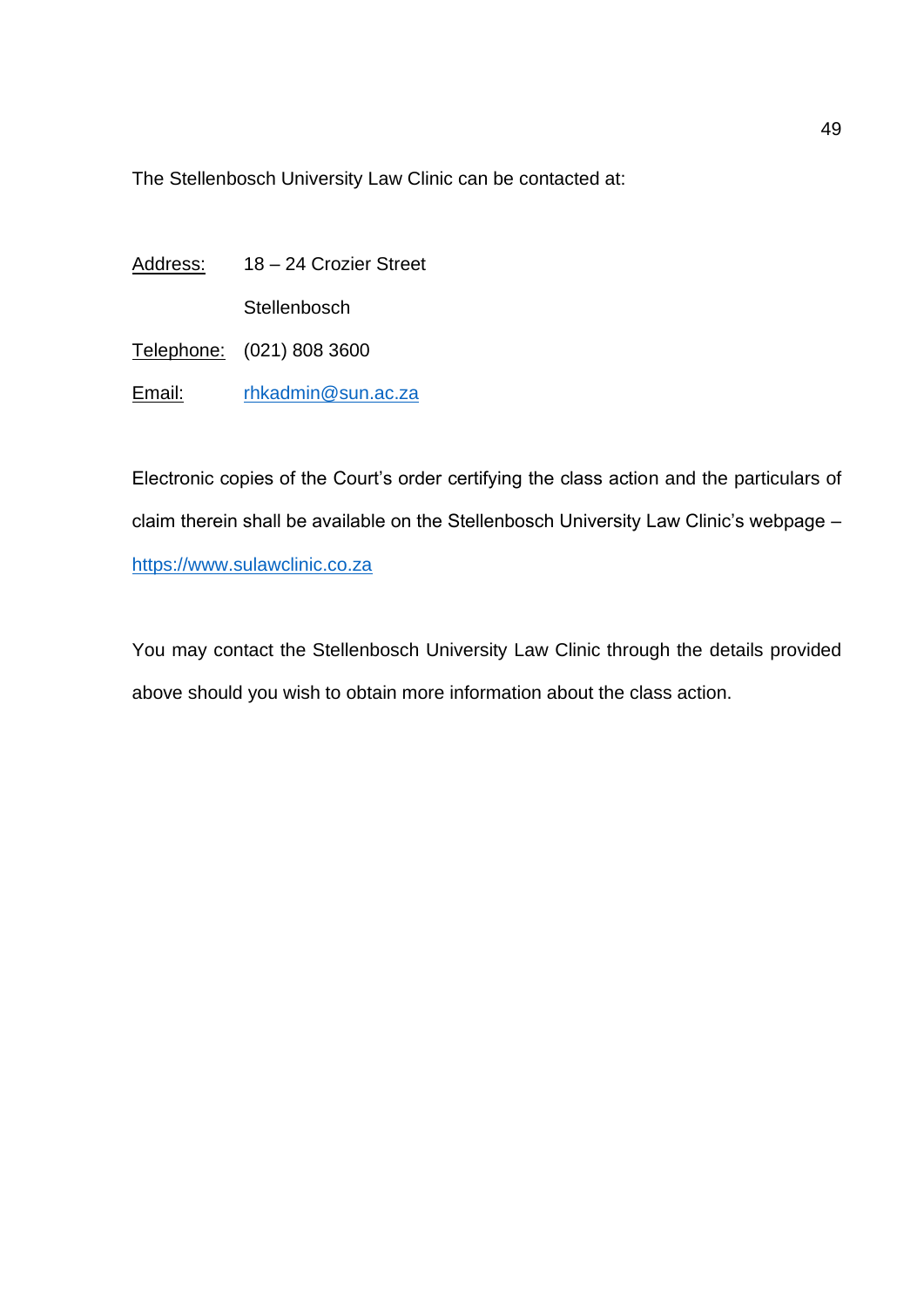The Stellenbosch University Law Clinic can be contacted at:

Address: 18 – 24 Crozier Street

Stellenbosch

Telephone: (021) 808 3600

Email: rhkadmin@sun.ac.za

Electronic copies of the Court's order certifying the class action and the particulars of claim therein shall be available on the Stellenbosch University Law Clinic's webpage – https://www.sulawclinic.co.za

You may contact the Stellenbosch University Law Clinic through the details provided above should you wish to obtain more information about the class action.